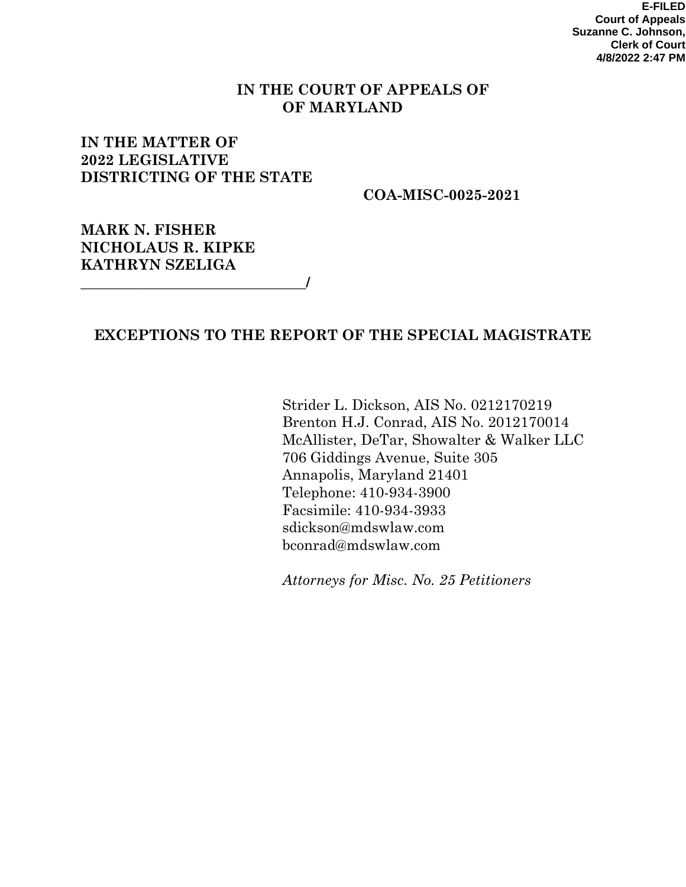**E-FILED**
**Court of Appeals**
**Suzanne C. Johnson,**
**Clerk of Court**
**4/8/2022 2:47 PM**

**IN THE COURT OF APPEALS OF**
**OF MARYLAND**

**IN THE MATTER OF**
**2022 LEGISLATIVE**
**DISTRICTING OF THE STATE**

**COA-MISC-0025-2021**

**MARK N. FISHER**
**NICHOLAUS R. KIPKE**
**KATHRYN SZELIGA**
**_______________________________/**

# EXCEPTIONS TO THE REPORT OF THE SPECIAL MAGISTRATE

Strider L. Dickson, AIS No. 0212170219
Brenton H.J. Conrad, AIS No. 2012170014
McAllister, DeTar, Showalter & Walker LLC
706 Giddings Avenue, Suite 305
Annapolis, Maryland 21401
Telephone: 410-934-3900
Facsimile: 410-934-3933
sdickson@mdswlaw.com
bconrad@mdswlaw.com

*Attorneys for Misc. No. 25 Petitioners*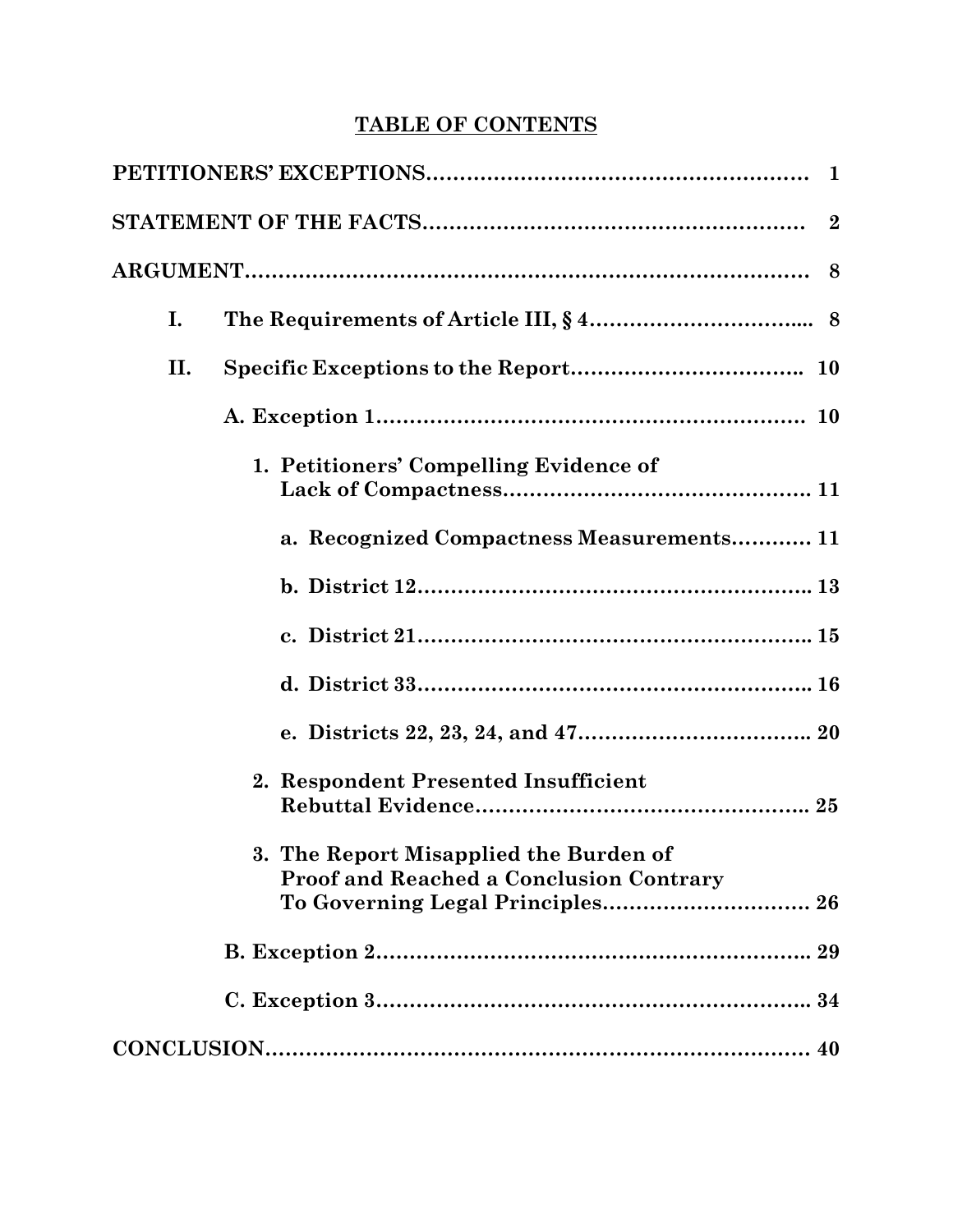# TABLE OF CONTENTS

**PETITIONERS' EXCEPTIONS** .......... **1**

**STATEMENT OF THE FACTS** .......... **2**

**ARGUMENT** .......... **8**

- **I. The Requirements of Article III, § 4** .......... **8**
- **II. Specific Exceptions to the Report** .......... **10**
  - **A. Exception 1** .......... **10**
    - **1. Petitioners' Compelling Evidence of Lack of Compactness** .......... **11**
      - **a. Recognized Compactness Measurements** .......... **11**
      - **b. District 12** .......... **13**
      - **c. District 21** .......... **15**
      - **d. District 33** .......... **16**
      - **e. Districts 22, 23, 24, and 47** .......... **20**
    - **2. Respondent Presented Insufficient Rebuttal Evidence** .......... **25**
    - **3. The Report Misapplied the Burden of Proof and Reached a Conclusion Contrary To Governing Legal Principles** .......... **26**
  - **B. Exception 2** .......... **29**
  - **C. Exception 3** .......... **34**

**CONCLUSION** .......... **40**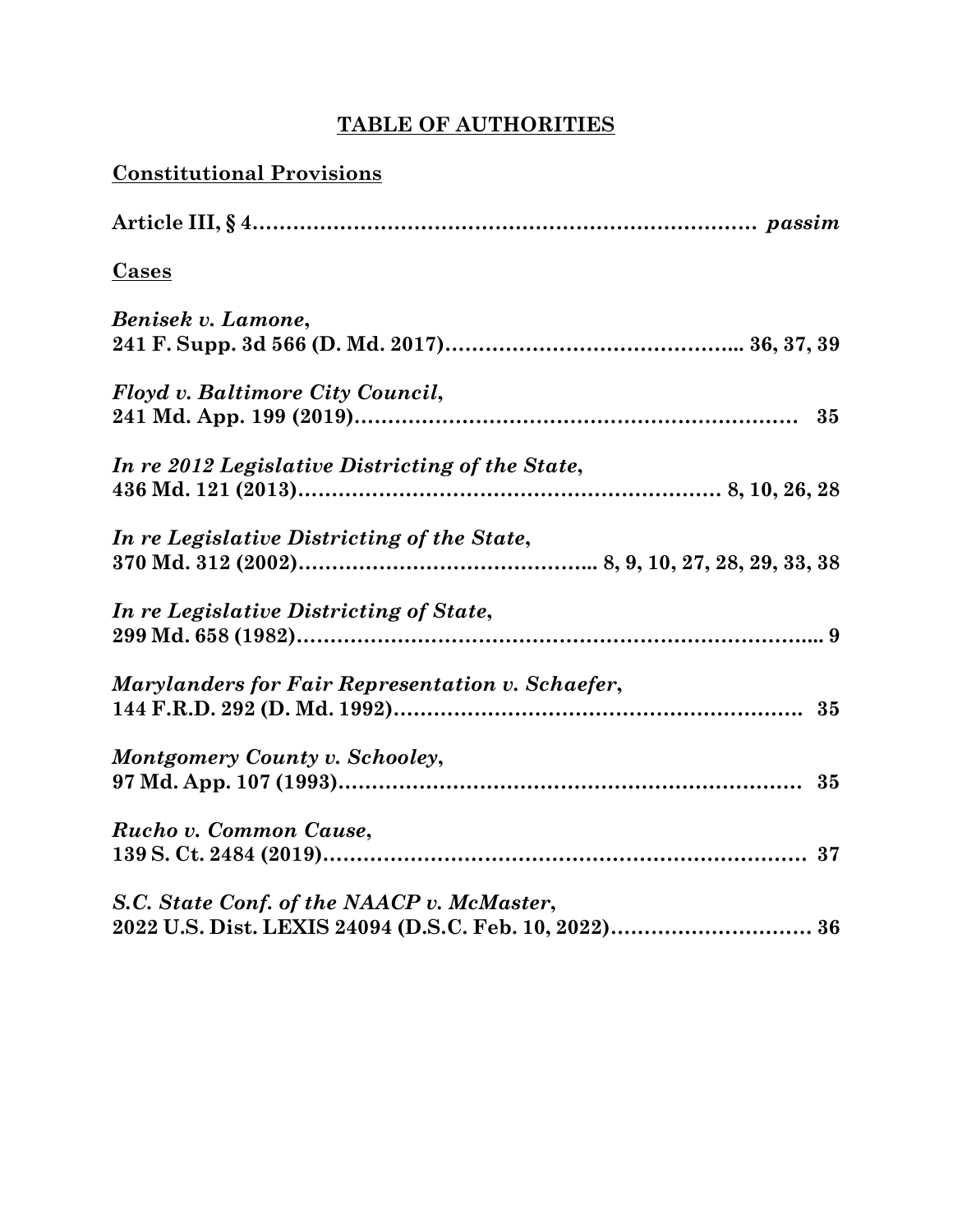# TABLE OF AUTHORITIES

## Constitutional Provisions

**Article III, § 4……………………………………………………………… *passim***

## Cases

***Benisek v. Lamone*,**
**241 F. Supp. 3d 566 (D. Md. 2017)……………………………………... 36, 37, 39**

***Floyd v. Baltimore City Council*,**
**241 Md. App. 199 (2019)………………………………………………………… 35**

***In re 2012 Legislative Districting of the State*,**
**436 Md. 121 (2013)……………………………………………………… 8, 10, 26, 28**

***In re Legislative Districting of the State*,**
**370 Md. 312 (2002)…………………………………….. 8, 9, 10, 27, 28, 29, 33, 38**

***In re Legislative Districting of State*,**
**299 Md. 658 (1982)……………………………………………………………….. 9**

***Marylanders for Fair Representation v. Schaefer*,**
**144 F.R.D. 292 (D. Md. 1992)…………………………………………………. 35**

***Montgomery County v. Schooley*,**
**97 Md. App. 107 (1993)…………………………………………………………… 35**

***Rucho v. Common Cause*,**
**139 S. Ct. 2484 (2019)…………………………………………………………… 37**

***S.C. State Conf. of the NAACP v. McMaster*,**
**2022 U.S. Dist. LEXIS 24094 (D.S.C. Feb. 10, 2022)………………………… 36**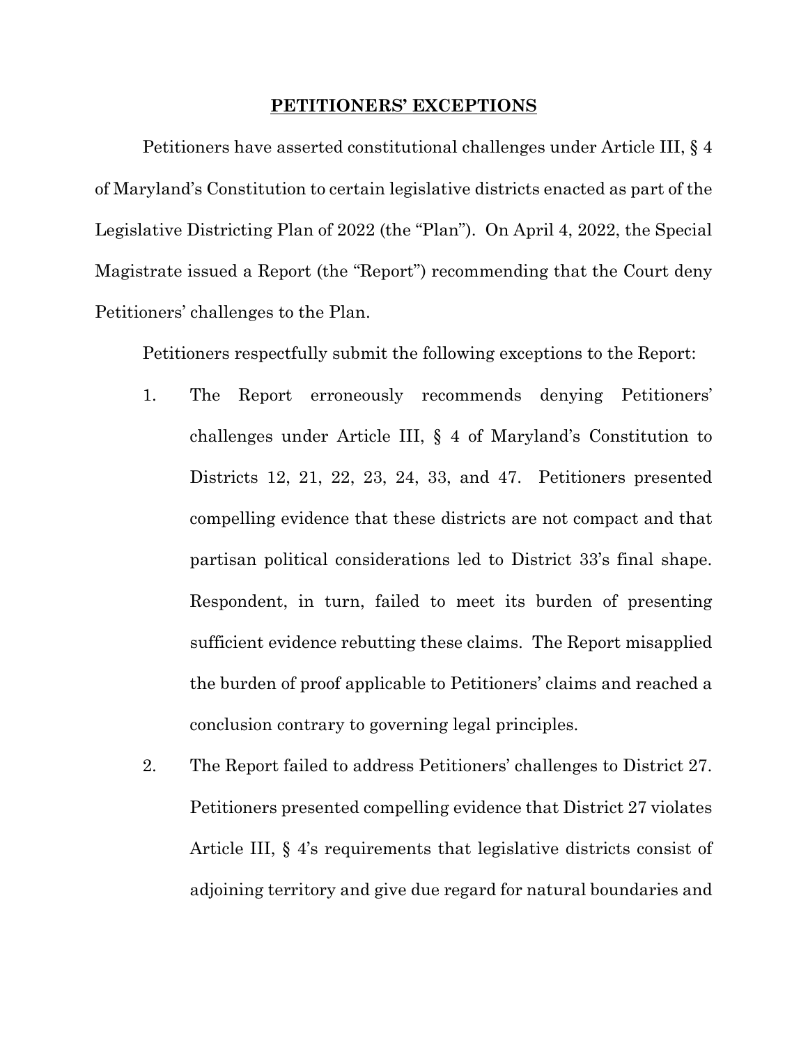## PETITIONERS' EXCEPTIONS

Petitioners have asserted constitutional challenges under Article III, § 4 of Maryland's Constitution to certain legislative districts enacted as part of the Legislative Districting Plan of 2022 (the "Plan"). On April 4, 2022, the Special Magistrate issued a Report (the "Report") recommending that the Court deny Petitioners' challenges to the Plan.

Petitioners respectfully submit the following exceptions to the Report:

1. The Report erroneously recommends denying Petitioners' challenges under Article III, § 4 of Maryland's Constitution to Districts 12, 21, 22, 23, 24, 33, and 47. Petitioners presented compelling evidence that these districts are not compact and that partisan political considerations led to District 33's final shape. Respondent, in turn, failed to meet its burden of presenting sufficient evidence rebutting these claims. The Report misapplied the burden of proof applicable to Petitioners' claims and reached a conclusion contrary to governing legal principles.
2. The Report failed to address Petitioners' challenges to District 27. Petitioners presented compelling evidence that District 27 violates Article III, § 4's requirements that legislative districts consist of adjoining territory and give due regard for natural boundaries and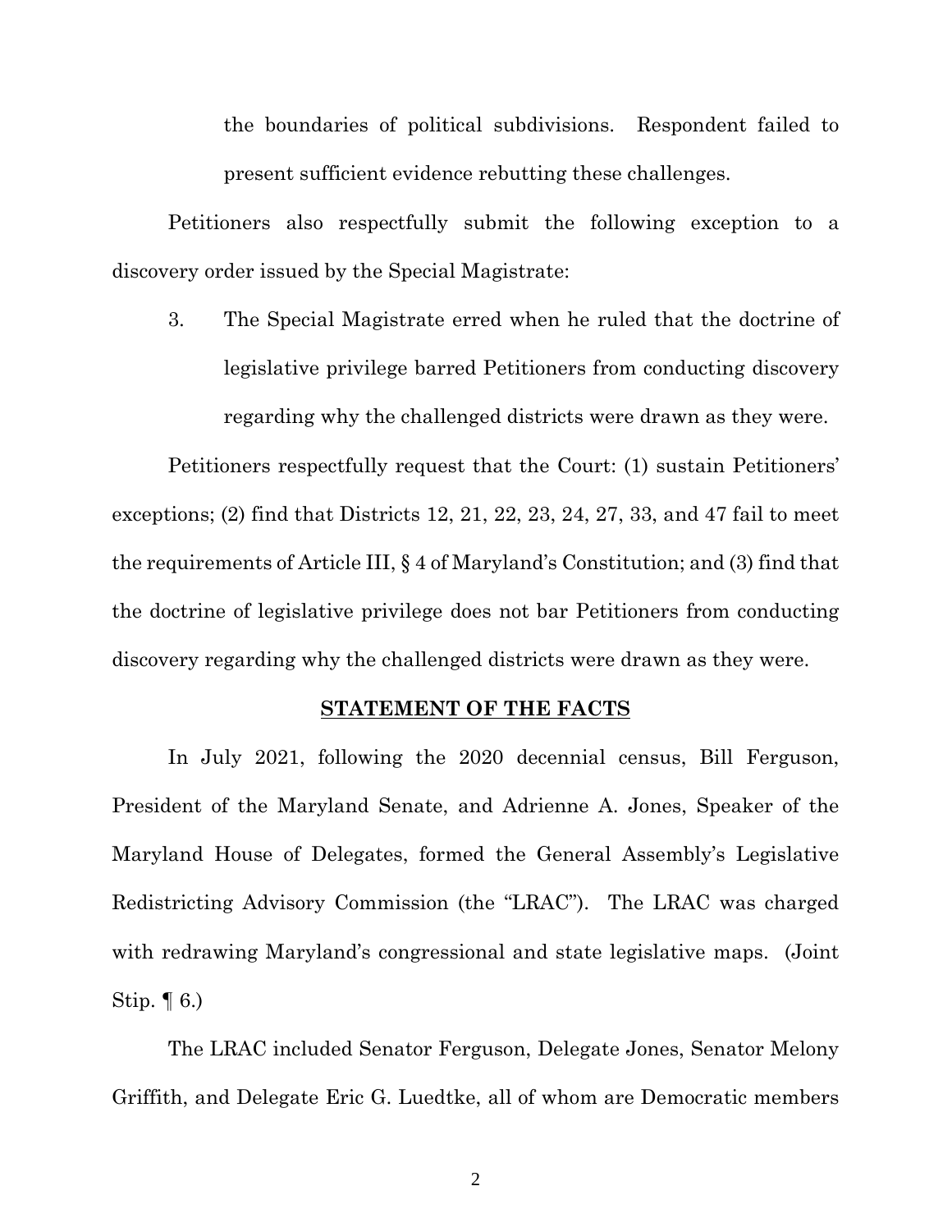the boundaries of political subdivisions. Respondent failed to present sufficient evidence rebutting these challenges.

Petitioners also respectfully submit the following exception to a discovery order issued by the Special Magistrate:

3. The Special Magistrate erred when he ruled that the doctrine of legislative privilege barred Petitioners from conducting discovery regarding why the challenged districts were drawn as they were.

Petitioners respectfully request that the Court: (1) sustain Petitioners' exceptions; (2) find that Districts 12, 21, 22, 23, 24, 27, 33, and 47 fail to meet the requirements of Article III, § 4 of Maryland's Constitution; and (3) find that the doctrine of legislative privilege does not bar Petitioners from conducting discovery regarding why the challenged districts were drawn as they were.

## STATEMENT OF THE FACTS

In July 2021, following the 2020 decennial census, Bill Ferguson, President of the Maryland Senate, and Adrienne A. Jones, Speaker of the Maryland House of Delegates, formed the General Assembly's Legislative Redistricting Advisory Commission (the "LRAC"). The LRAC was charged with redrawing Maryland's congressional and state legislative maps. (Joint Stip. ¶ 6.)

The LRAC included Senator Ferguson, Delegate Jones, Senator Melony Griffith, and Delegate Eric G. Luedtke, all of whom are Democratic members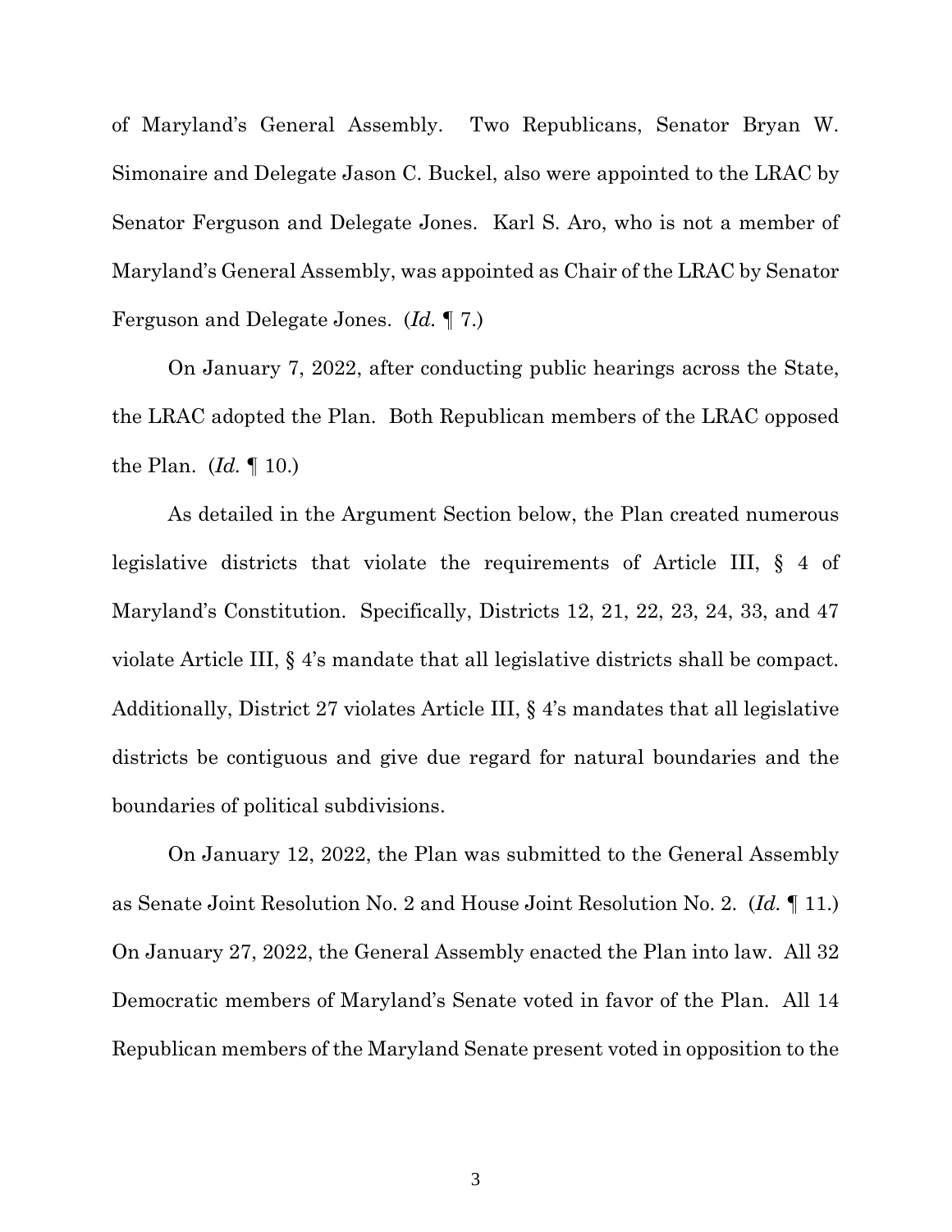of Maryland's General Assembly. Two Republicans, Senator Bryan W. Simonaire and Delegate Jason C. Buckel, also were appointed to the LRAC by Senator Ferguson and Delegate Jones. Karl S. Aro, who is not a member of Maryland's General Assembly, was appointed as Chair of the LRAC by Senator Ferguson and Delegate Jones. (*Id.* ¶ 7.)

On January 7, 2022, after conducting public hearings across the State, the LRAC adopted the Plan. Both Republican members of the LRAC opposed the Plan. (*Id.* ¶ 10.)

As detailed in the Argument Section below, the Plan created numerous legislative districts that violate the requirements of Article III, § 4 of Maryland's Constitution. Specifically, Districts 12, 21, 22, 23, 24, 33, and 47 violate Article III, § 4's mandate that all legislative districts shall be compact. Additionally, District 27 violates Article III, § 4's mandates that all legislative districts be contiguous and give due regard for natural boundaries and the boundaries of political subdivisions.

On January 12, 2022, the Plan was submitted to the General Assembly as Senate Joint Resolution No. 2 and House Joint Resolution No. 2. (*Id.* ¶ 11.) On January 27, 2022, the General Assembly enacted the Plan into law. All 32 Democratic members of Maryland's Senate voted in favor of the Plan. All 14 Republican members of the Maryland Senate present voted in opposition to the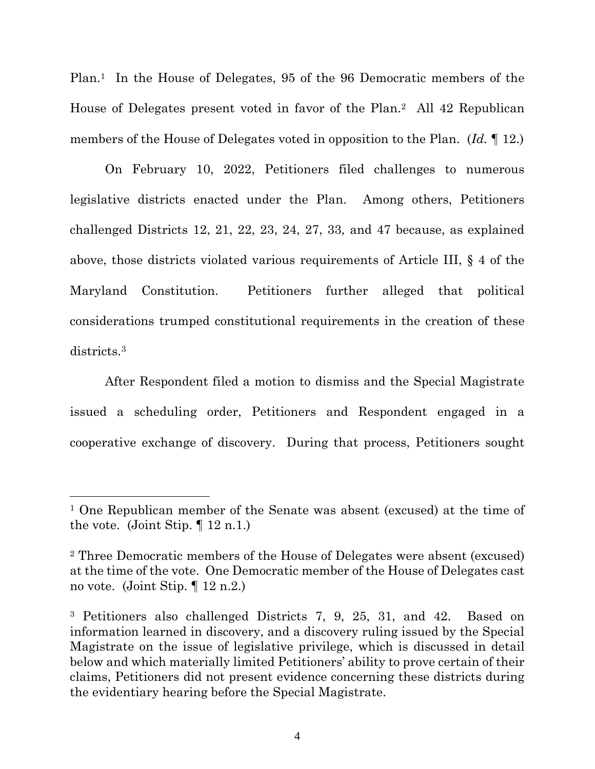Plan.[1] In the House of Delegates, 95 of the 96 Democratic members of the House of Delegates present voted in favor of the Plan.[2] All 42 Republican members of the House of Delegates voted in opposition to the Plan. (*Id.* ¶ 12.)

On February 10, 2022, Petitioners filed challenges to numerous legislative districts enacted under the Plan. Among others, Petitioners challenged Districts 12, 21, 22, 23, 24, 27, 33, and 47 because, as explained above, those districts violated various requirements of Article III, § 4 of the Maryland Constitution. Petitioners further alleged that political considerations trumped constitutional requirements in the creation of these districts.[3]

After Respondent filed a motion to dismiss and the Special Magistrate issued a scheduling order, Petitioners and Respondent engaged in a cooperative exchange of discovery. During that process, Petitioners sought

---

[1] One Republican member of the Senate was absent (excused) at the time of the vote. (Joint Stip. ¶ 12 n.1.)

[2] Three Democratic members of the House of Delegates were absent (excused) at the time of the vote. One Democratic member of the House of Delegates cast no vote. (Joint Stip. ¶ 12 n.2.)

[3] Petitioners also challenged Districts 7, 9, 25, 31, and 42. Based on information learned in discovery, and a discovery ruling issued by the Special Magistrate on the issue of legislative privilege, which is discussed in detail below and which materially limited Petitioners' ability to prove certain of their claims, Petitioners did not present evidence concerning these districts during the evidentiary hearing before the Special Magistrate.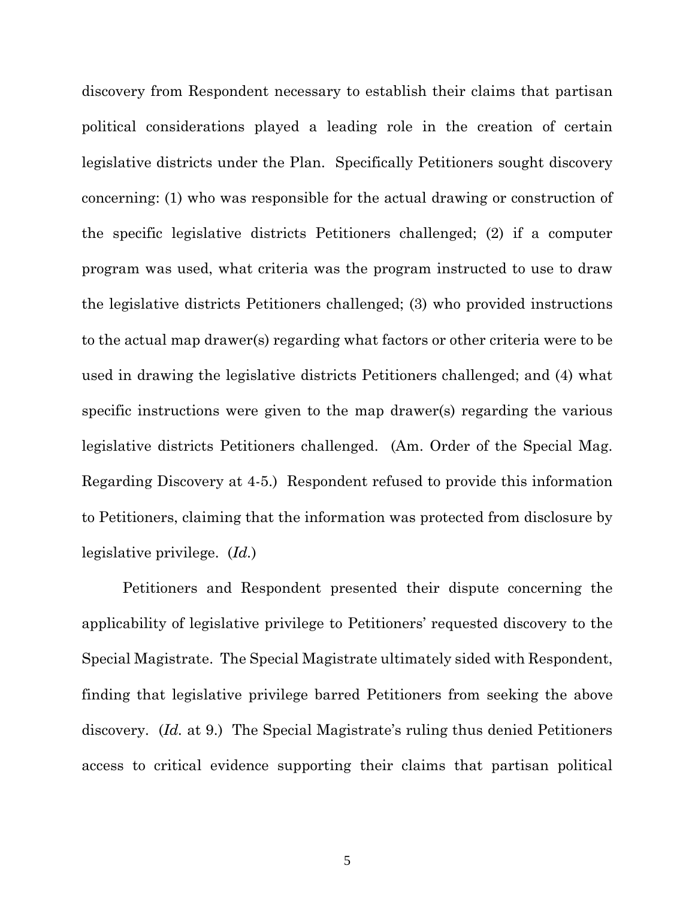discovery from Respondent necessary to establish their claims that partisan political considerations played a leading role in the creation of certain legislative districts under the Plan. Specifically Petitioners sought discovery concerning: (1) who was responsible for the actual drawing or construction of the specific legislative districts Petitioners challenged; (2) if a computer program was used, what criteria was the program instructed to use to draw the legislative districts Petitioners challenged; (3) who provided instructions to the actual map drawer(s) regarding what factors or other criteria were to be used in drawing the legislative districts Petitioners challenged; and (4) what specific instructions were given to the map drawer(s) regarding the various legislative districts Petitioners challenged. (Am. Order of the Special Mag. Regarding Discovery at 4-5.) Respondent refused to provide this information to Petitioners, claiming that the information was protected from disclosure by legislative privilege. (*Id.*)

Petitioners and Respondent presented their dispute concerning the applicability of legislative privilege to Petitioners' requested discovery to the Special Magistrate. The Special Magistrate ultimately sided with Respondent, finding that legislative privilege barred Petitioners from seeking the above discovery. (*Id.* at 9.) The Special Magistrate's ruling thus denied Petitioners access to critical evidence supporting their claims that partisan political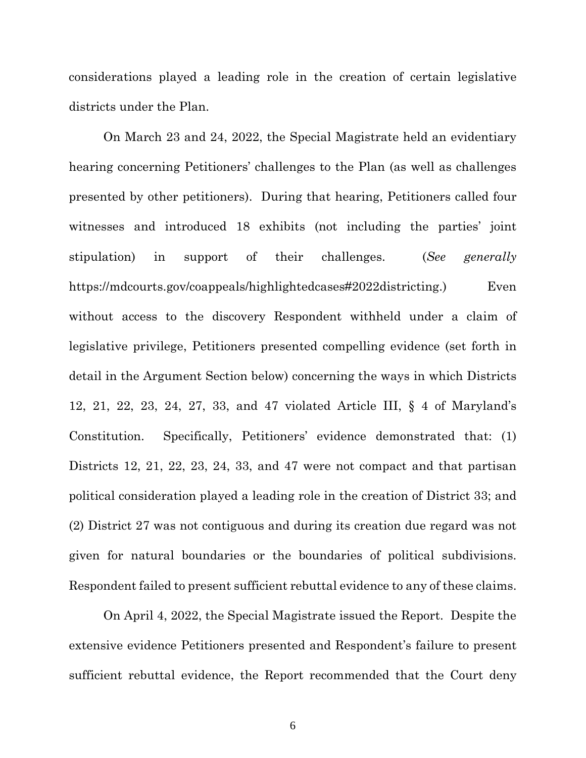considerations played a leading role in the creation of certain legislative districts under the Plan.

On March 23 and 24, 2022, the Special Magistrate held an evidentiary hearing concerning Petitioners' challenges to the Plan (as well as challenges presented by other petitioners). During that hearing, Petitioners called four witnesses and introduced 18 exhibits (not including the parties' joint stipulation) in support of their challenges. (*See generally* https://mdcourts.gov/coappeals/highlightedcases#2022districting.) Even without access to the discovery Respondent withheld under a claim of legislative privilege, Petitioners presented compelling evidence (set forth in detail in the Argument Section below) concerning the ways in which Districts 12, 21, 22, 23, 24, 27, 33, and 47 violated Article III, § 4 of Maryland's Constitution. Specifically, Petitioners' evidence demonstrated that: (1) Districts 12, 21, 22, 23, 24, 33, and 47 were not compact and that partisan political consideration played a leading role in the creation of District 33; and (2) District 27 was not contiguous and during its creation due regard was not given for natural boundaries or the boundaries of political subdivisions. Respondent failed to present sufficient rebuttal evidence to any of these claims.

On April 4, 2022, the Special Magistrate issued the Report. Despite the extensive evidence Petitioners presented and Respondent's failure to present sufficient rebuttal evidence, the Report recommended that the Court deny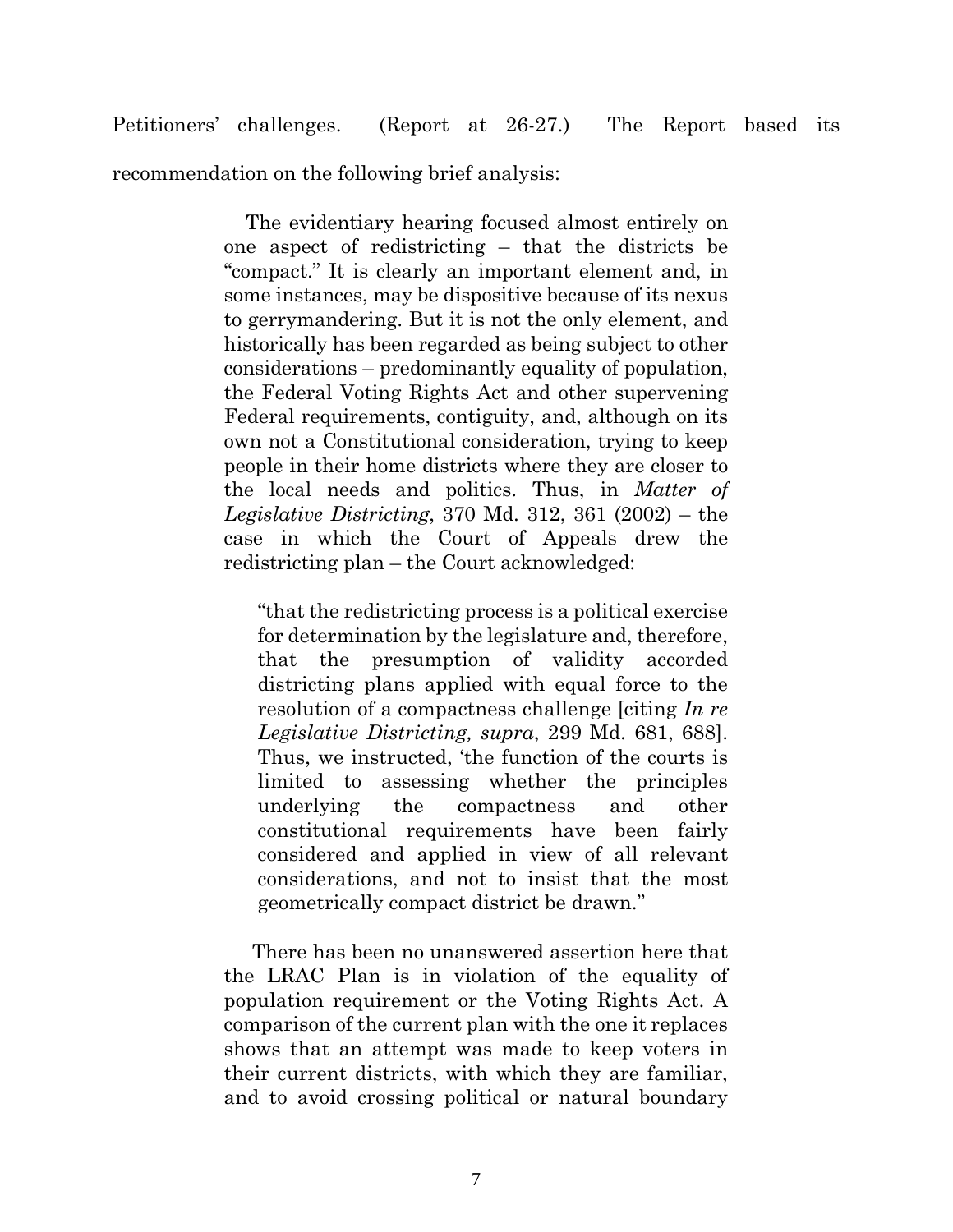Petitioners' challenges. (Report at 26-27.) The Report based its recommendation on the following brief analysis:

> The evidentiary hearing focused almost entirely on one aspect of redistricting – that the districts be "compact." It is clearly an important element and, in some instances, may be dispositive because of its nexus to gerrymandering. But it is not the only element, and historically has been regarded as being subject to other considerations – predominantly equality of population, the Federal Voting Rights Act and other supervening Federal requirements, contiguity, and, although on its own not a Constitutional consideration, trying to keep people in their home districts where they are closer to the local needs and politics. Thus, in *Matter of Legislative Districting*, 370 Md. 312, 361 (2002) – the case in which the Court of Appeals drew the redistricting plan – the Court acknowledged:
>
>> "that the redistricting process is a political exercise for determination by the legislature and, therefore, that the presumption of validity accorded districting plans applied with equal force to the resolution of a compactness challenge [citing *In re Legislative Districting, supra*, 299 Md. 681, 688]. Thus, we instructed, 'the function of the courts is limited to assessing whether the principles underlying the compactness and other constitutional requirements have been fairly considered and applied in view of all relevant considerations, and not to insist that the most geometrically compact district be drawn."
>
> There has been no unanswered assertion here that the LRAC Plan is in violation of the equality of population requirement or the Voting Rights Act. A comparison of the current plan with the one it replaces shows that an attempt was made to keep voters in their current districts, with which they are familiar, and to avoid crossing political or natural boundary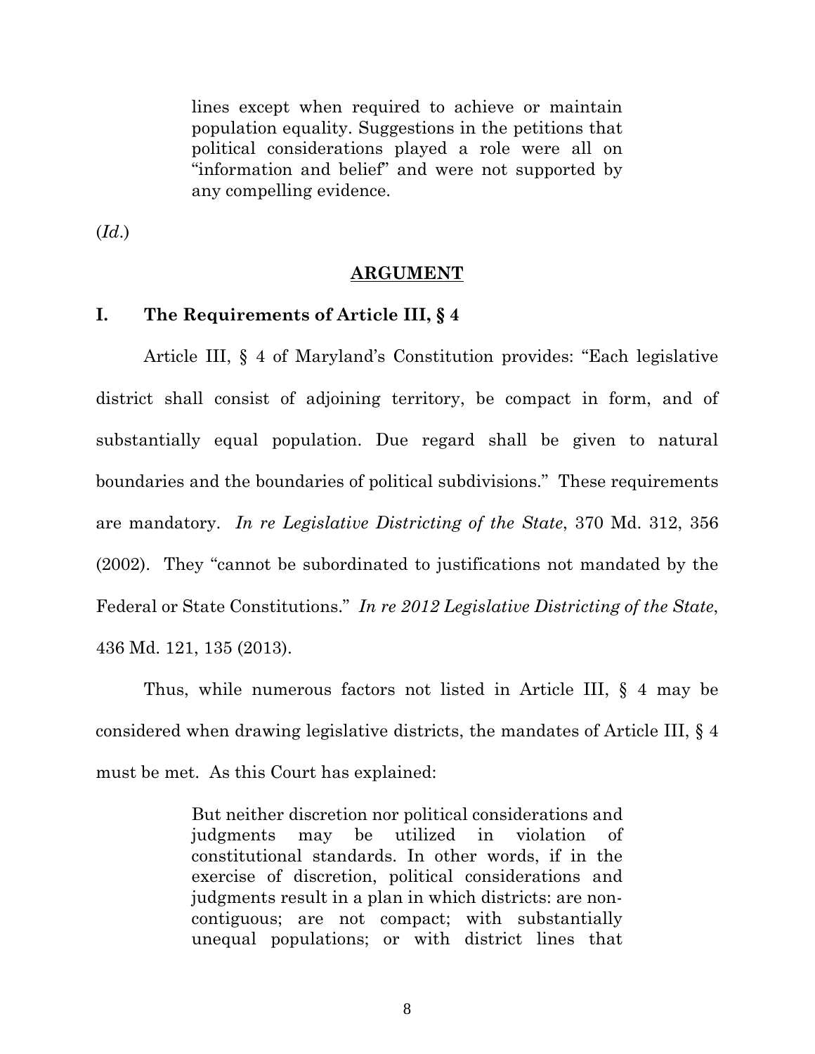> lines except when required to achieve or maintain population equality. Suggestions in the petitions that political considerations played a role were all on "information and belief" and were not supported by any compelling evidence.

(*Id.*)

## ARGUMENT

### I. The Requirements of Article III, § 4

Article III, § 4 of Maryland's Constitution provides: "Each legislative district shall consist of adjoining territory, be compact in form, and of substantially equal population. Due regard shall be given to natural boundaries and the boundaries of political subdivisions." These requirements are mandatory. *In re Legislative Districting of the State*, 370 Md. 312, 356 (2002). They "cannot be subordinated to justifications not mandated by the Federal or State Constitutions." *In re 2012 Legislative Districting of the State*, 436 Md. 121, 135 (2013).

Thus, while numerous factors not listed in Article III, § 4 may be considered when drawing legislative districts, the mandates of Article III, § 4 must be met. As this Court has explained:

> But neither discretion nor political considerations and judgments may be utilized in violation of constitutional standards. In other words, if in the exercise of discretion, political considerations and judgments result in a plan in which districts: are non-contiguous; are not compact; with substantially unequal populations; or with district lines that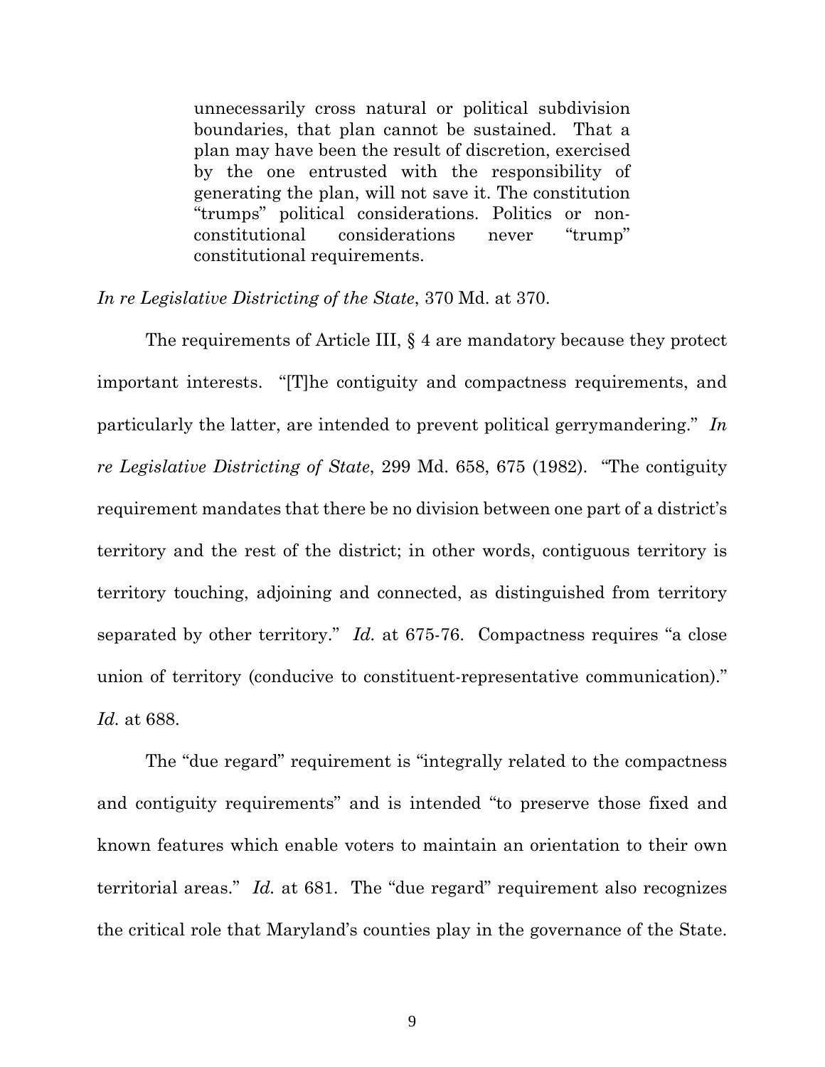> unnecessarily cross natural or political subdivision boundaries, that plan cannot be sustained. That a plan may have been the result of discretion, exercised by the one entrusted with the responsibility of generating the plan, will not save it. The constitution "trumps" political considerations. Politics or non-constitutional considerations never "trump" constitutional requirements.

*In re Legislative Districting of the State*, 370 Md. at 370.

The requirements of Article III, § 4 are mandatory because they protect important interests. "[T]he contiguity and compactness requirements, and particularly the latter, are intended to prevent political gerrymandering." *In re Legislative Districting of State*, 299 Md. 658, 675 (1982). "The contiguity requirement mandates that there be no division between one part of a district's territory and the rest of the district; in other words, contiguous territory is territory touching, adjoining and connected, as distinguished from territory separated by other territory." *Id.* at 675-76. Compactness requires "a close union of territory (conducive to constituent-representative communication)." *Id.* at 688.

The "due regard" requirement is "integrally related to the compactness and contiguity requirements" and is intended "to preserve those fixed and known features which enable voters to maintain an orientation to their own territorial areas." *Id.* at 681. The "due regard" requirement also recognizes the critical role that Maryland's counties play in the governance of the State.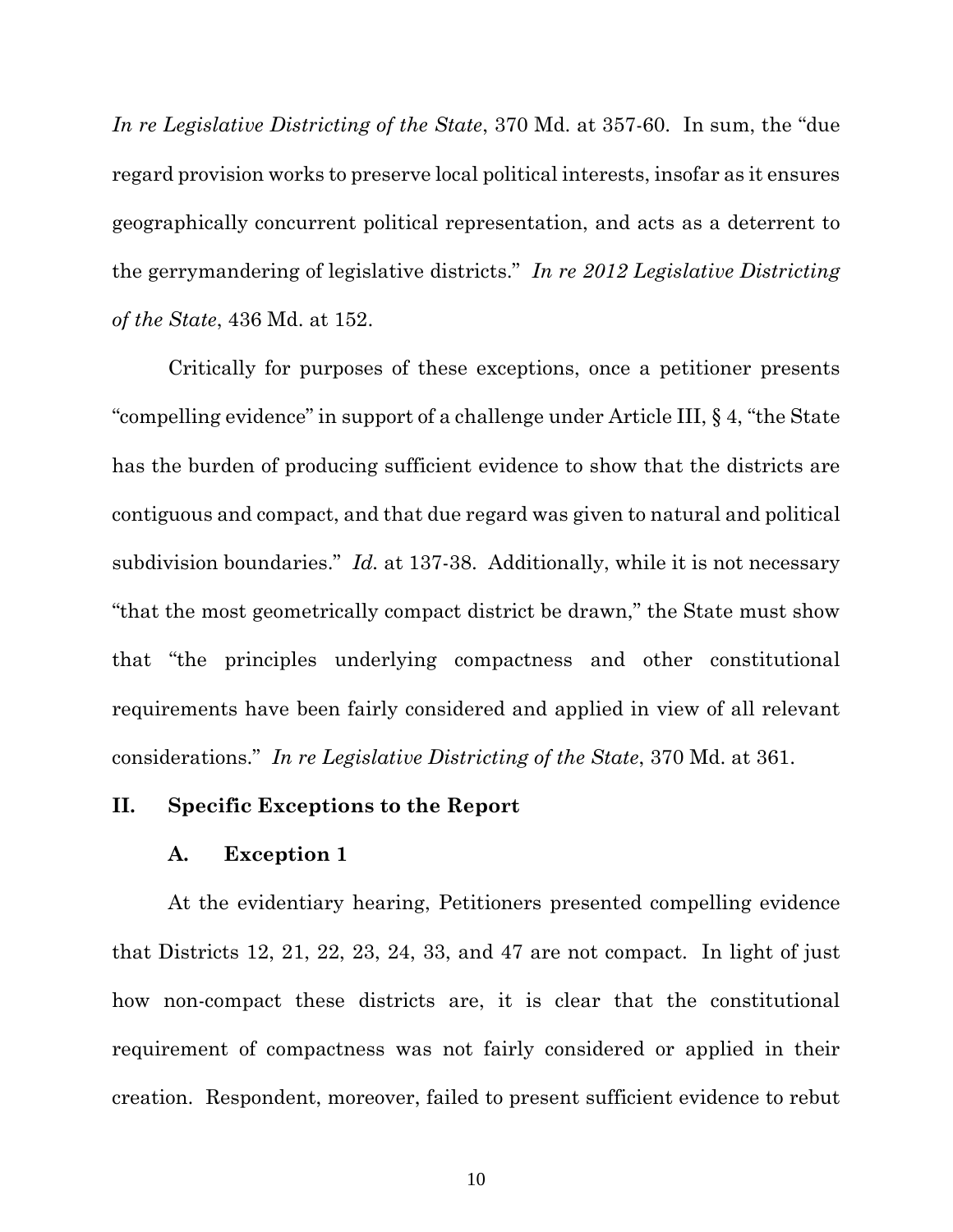*In re Legislative Districting of the State*, 370 Md. at 357-60. In sum, the "due regard provision works to preserve local political interests, insofar as it ensures geographically concurrent political representation, and acts as a deterrent to the gerrymandering of legislative districts." *In re 2012 Legislative Districting of the State*, 436 Md. at 152.

Critically for purposes of these exceptions, once a petitioner presents "compelling evidence" in support of a challenge under Article III, § 4, "the State has the burden of producing sufficient evidence to show that the districts are contiguous and compact, and that due regard was given to natural and political subdivision boundaries." *Id.* at 137-38. Additionally, while it is not necessary "that the most geometrically compact district be drawn," the State must show that "the principles underlying compactness and other constitutional requirements have been fairly considered and applied in view of all relevant considerations." *In re Legislative Districting of the State*, 370 Md. at 361.

## II. Specific Exceptions to the Report

### A. Exception 1

At the evidentiary hearing, Petitioners presented compelling evidence that Districts 12, 21, 22, 23, 24, 33, and 47 are not compact. In light of just how non-compact these districts are, it is clear that the constitutional requirement of compactness was not fairly considered or applied in their creation. Respondent, moreover, failed to present sufficient evidence to rebut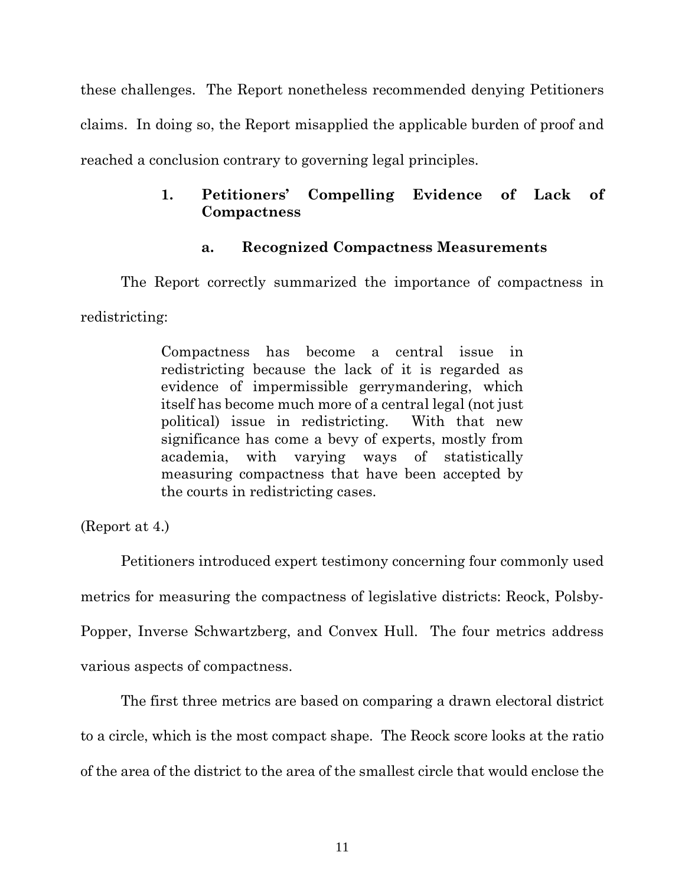these challenges. The Report nonetheless recommended denying Petitioners claims. In doing so, the Report misapplied the applicable burden of proof and reached a conclusion contrary to governing legal principles.

### 1. Petitioners' Compelling Evidence of Lack of Compactness

#### a. Recognized Compactness Measurements

The Report correctly summarized the importance of compactness in redistricting:

> Compactness has become a central issue in redistricting because the lack of it is regarded as evidence of impermissible gerrymandering, which itself has become much more of a central legal (not just political) issue in redistricting. With that new significance has come a bevy of experts, mostly from academia, with varying ways of statistically measuring compactness that have been accepted by the courts in redistricting cases.

(Report at 4.)

Petitioners introduced expert testimony concerning four commonly used metrics for measuring the compactness of legislative districts: Reock, Polsby-Popper, Inverse Schwartzberg, and Convex Hull. The four metrics address various aspects of compactness.

The first three metrics are based on comparing a drawn electoral district to a circle, which is the most compact shape. The Reock score looks at the ratio of the area of the district to the area of the smallest circle that would enclose the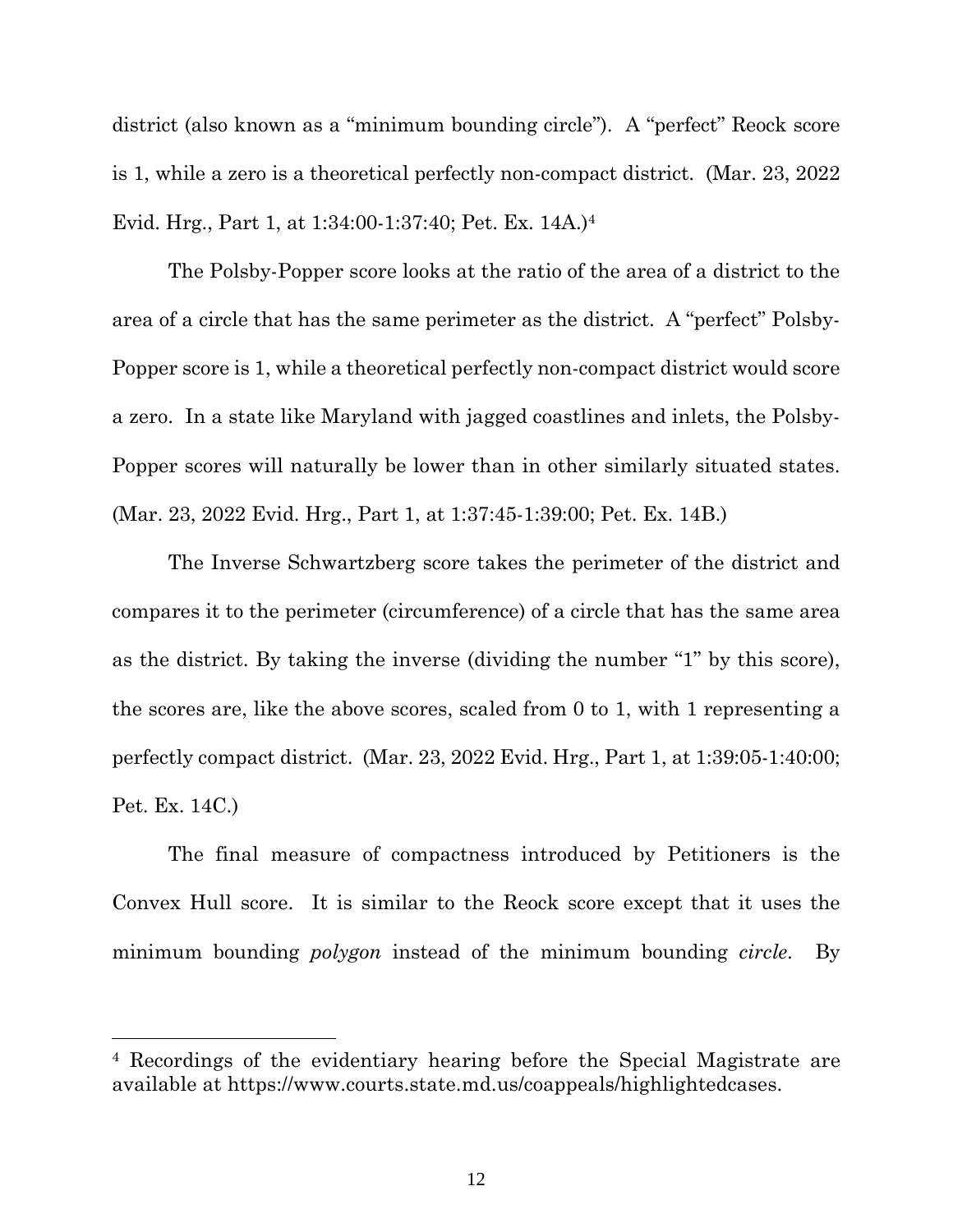district (also known as a "minimum bounding circle"). A "perfect" Reock score is 1, while a zero is a theoretical perfectly non-compact district. (Mar. 23, 2022 Evid. Hrg., Part 1, at 1:34:00-1:37:40; Pet. Ex. 14A.)[4]

The Polsby-Popper score looks at the ratio of the area of a district to the area of a circle that has the same perimeter as the district. A "perfect" Polsby-Popper score is 1, while a theoretical perfectly non-compact district would score a zero. In a state like Maryland with jagged coastlines and inlets, the Polsby-Popper scores will naturally be lower than in other similarly situated states. (Mar. 23, 2022 Evid. Hrg., Part 1, at 1:37:45-1:39:00; Pet. Ex. 14B.)

The Inverse Schwartzberg score takes the perimeter of the district and compares it to the perimeter (circumference) of a circle that has the same area as the district. By taking the inverse (dividing the number "1" by this score), the scores are, like the above scores, scaled from 0 to 1, with 1 representing a perfectly compact district. (Mar. 23, 2022 Evid. Hrg., Part 1, at 1:39:05-1:40:00; Pet. Ex. 14C.)

The final measure of compactness introduced by Petitioners is the Convex Hull score. It is similar to the Reock score except that it uses the minimum bounding *polygon* instead of the minimum bounding *circle*. By

---

[4] Recordings of the evidentiary hearing before the Special Magistrate are available at https://www.courts.state.md.us/coappeals/highlightedcases.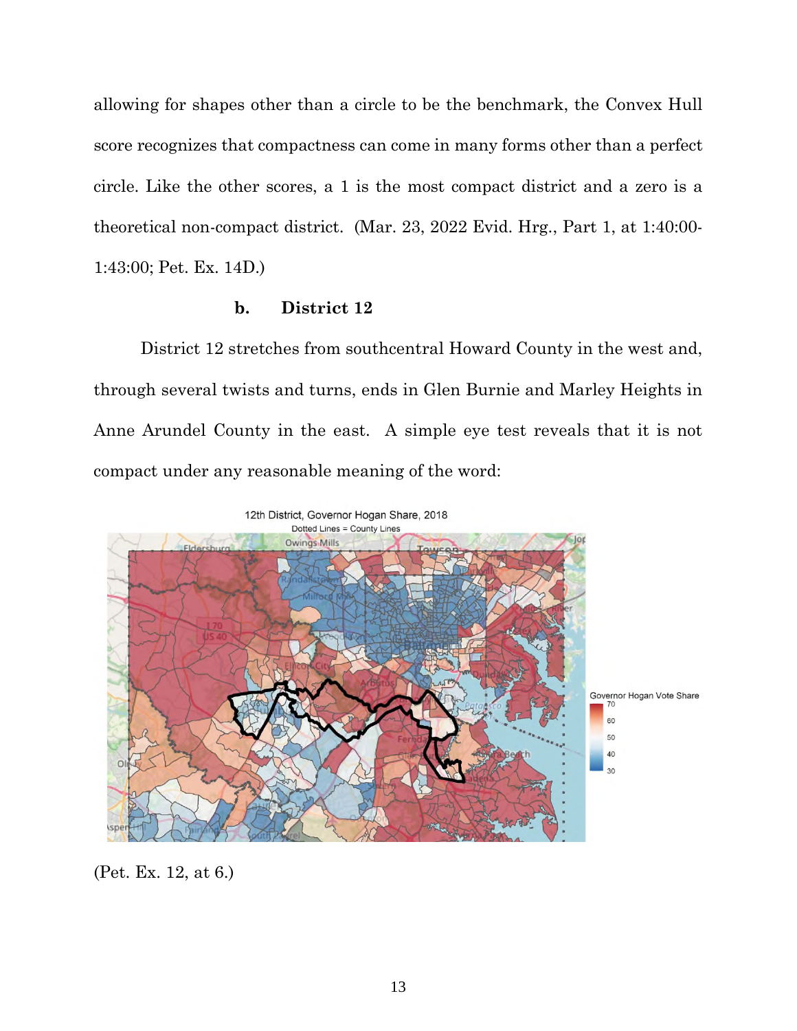allowing for shapes other than a circle to be the benchmark, the Convex Hull score recognizes that compactness can come in many forms other than a perfect circle. Like the other scores, a 1 is the most compact district and a zero is a theoretical non-compact district. (Mar. 23, 2022 Evid. Hrg., Part 1, at 1:40:00-1:43:00; Pet. Ex. 14D.)

### b. District 12

District 12 stretches from southcentral Howard County in the west and, through several twists and turns, ends in Glen Burnie and Marley Heights in Anne Arundel County in the east. A simple eye test reveals that it is not compact under any reasonable meaning of the word:

12th District, Governor Hogan Share, 2018

Dotted Lines = County Lines

(Pet. Ex. 12, at 6.)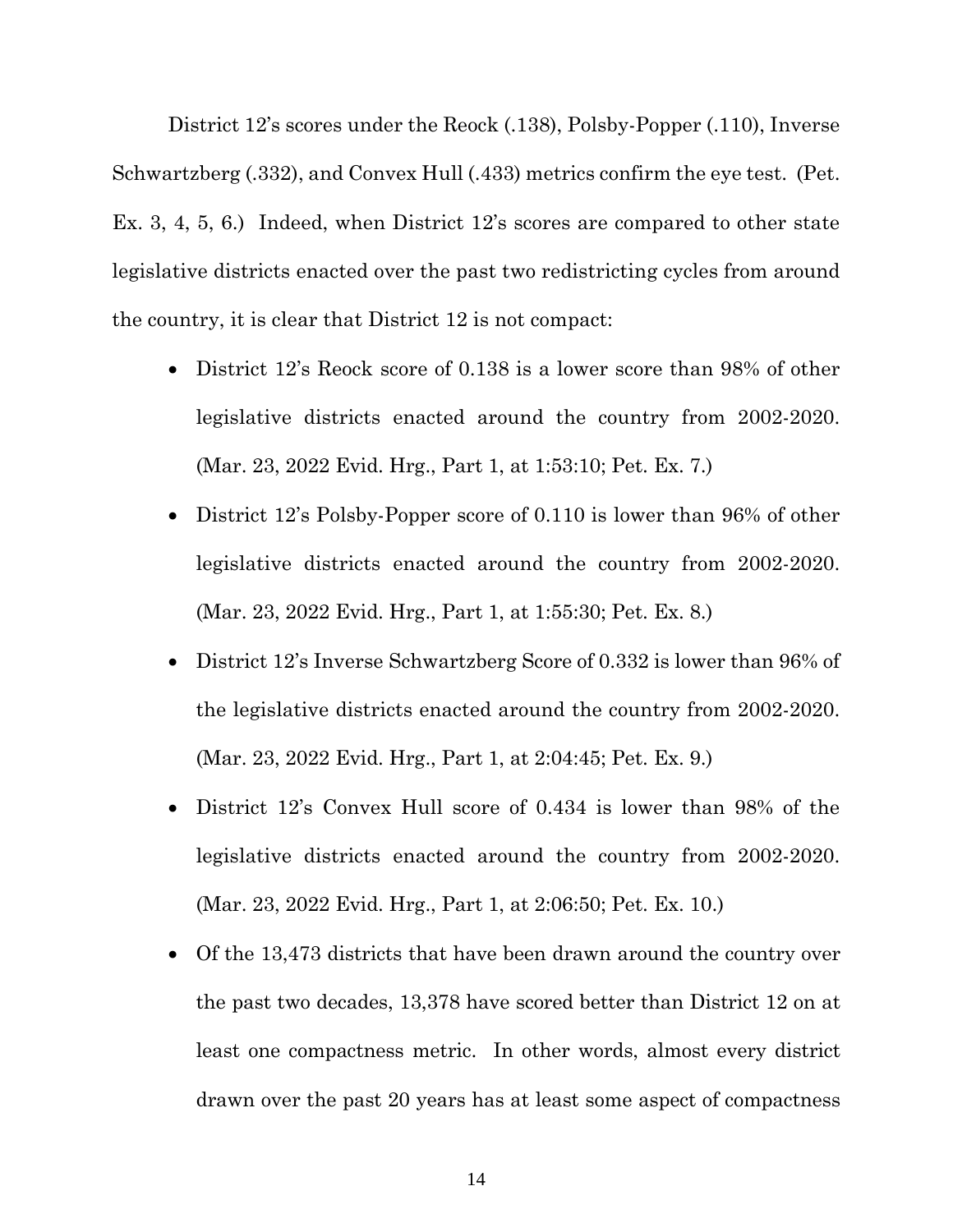District 12's scores under the Reock (.138), Polsby-Popper (.110), Inverse Schwartzberg (.332), and Convex Hull (.433) metrics confirm the eye test. (Pet. Ex. 3, 4, 5, 6.) Indeed, when District 12's scores are compared to other state legislative districts enacted over the past two redistricting cycles from around the country, it is clear that District 12 is not compact:

- District 12's Reock score of 0.138 is a lower score than 98% of other legislative districts enacted around the country from 2002-2020. (Mar. 23, 2022 Evid. Hrg., Part 1, at 1:53:10; Pet. Ex. 7.)
- District 12's Polsby-Popper score of 0.110 is lower than 96% of other legislative districts enacted around the country from 2002-2020. (Mar. 23, 2022 Evid. Hrg., Part 1, at 1:55:30; Pet. Ex. 8.)
- District 12's Inverse Schwartzberg Score of 0.332 is lower than 96% of the legislative districts enacted around the country from 2002-2020. (Mar. 23, 2022 Evid. Hrg., Part 1, at 2:04:45; Pet. Ex. 9.)
- District 12's Convex Hull score of 0.434 is lower than 98% of the legislative districts enacted around the country from 2002-2020. (Mar. 23, 2022 Evid. Hrg., Part 1, at 2:06:50; Pet. Ex. 10.)
- Of the 13,473 districts that have been drawn around the country over the past two decades, 13,378 have scored better than District 12 on at least one compactness metric. In other words, almost every district drawn over the past 20 years has at least some aspect of compactness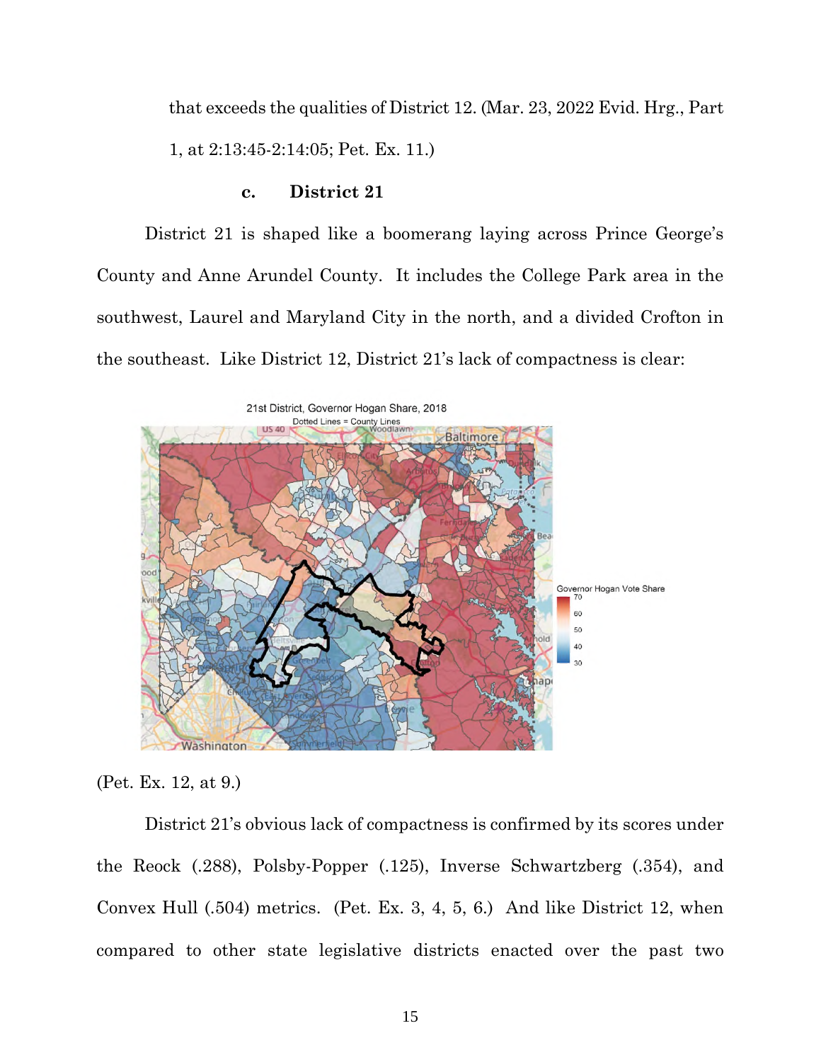that exceeds the qualities of District 12. (Mar. 23, 2022 Evid. Hrg., Part 1, at 2:13:45-2:14:05; Pet. Ex. 11.)

**c. District 21**

District 21 is shaped like a boomerang laying across Prince George's County and Anne Arundel County. It includes the College Park area in the southwest, Laurel and Maryland City in the north, and a divided Crofton in the southeast. Like District 12, District 21's lack of compactness is clear:

(Pet. Ex. 12, at 9.)

District 21's obvious lack of compactness is confirmed by its scores under the Reock (.288), Polsby-Popper (.125), Inverse Schwartzberg (.354), and Convex Hull (.504) metrics. (Pet. Ex. 3, 4, 5, 6.) And like District 12, when compared to other state legislative districts enacted over the past two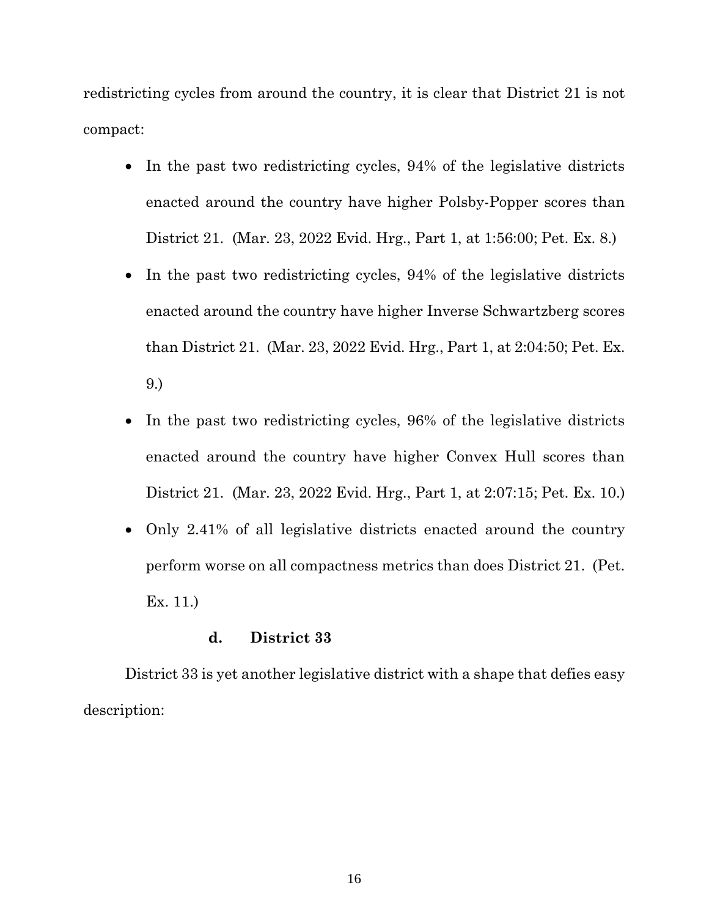redistricting cycles from around the country, it is clear that District 21 is not compact:

- In the past two redistricting cycles, 94% of the legislative districts enacted around the country have higher Polsby-Popper scores than District 21. (Mar. 23, 2022 Evid. Hrg., Part 1, at 1:56:00; Pet. Ex. 8.)
- In the past two redistricting cycles, 94% of the legislative districts enacted around the country have higher Inverse Schwartzberg scores than District 21. (Mar. 23, 2022 Evid. Hrg., Part 1, at 2:04:50; Pet. Ex. 9.)
- In the past two redistricting cycles, 96% of the legislative districts enacted around the country have higher Convex Hull scores than District 21. (Mar. 23, 2022 Evid. Hrg., Part 1, at 2:07:15; Pet. Ex. 10.)
- Only 2.41% of all legislative districts enacted around the country perform worse on all compactness metrics than does District 21. (Pet. Ex. 11.)

#### d. District 33

District 33 is yet another legislative district with a shape that defies easy description: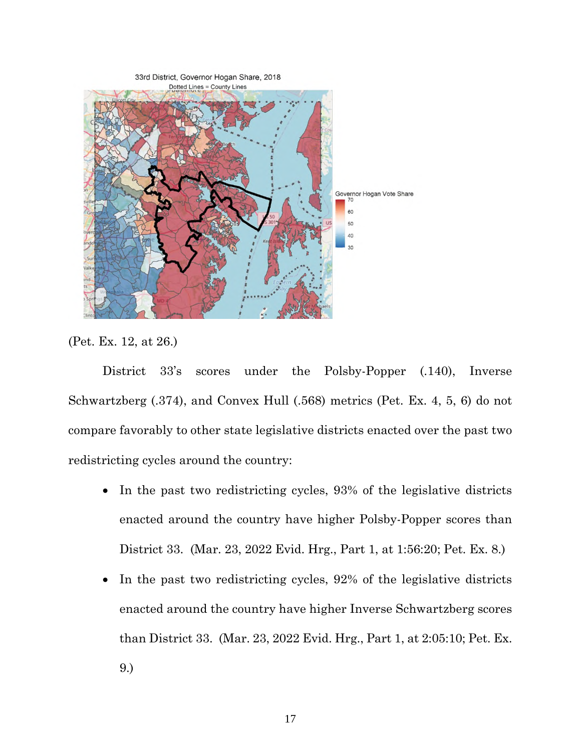(Pet. Ex. 12, at 26.)

District 33's scores under the Polsby-Popper (.140), Inverse Schwartzberg (.374), and Convex Hull (.568) metrics (Pet. Ex. 4, 5, 6) do not compare favorably to other state legislative districts enacted over the past two redistricting cycles around the country:

- In the past two redistricting cycles, 93% of the legislative districts enacted around the country have higher Polsby-Popper scores than District 33. (Mar. 23, 2022 Evid. Hrg., Part 1, at 1:56:20; Pet. Ex. 8.)
- In the past two redistricting cycles, 92% of the legislative districts enacted around the country have higher Inverse Schwartzberg scores than District 33. (Mar. 23, 2022 Evid. Hrg., Part 1, at 2:05:10; Pet. Ex. 9.)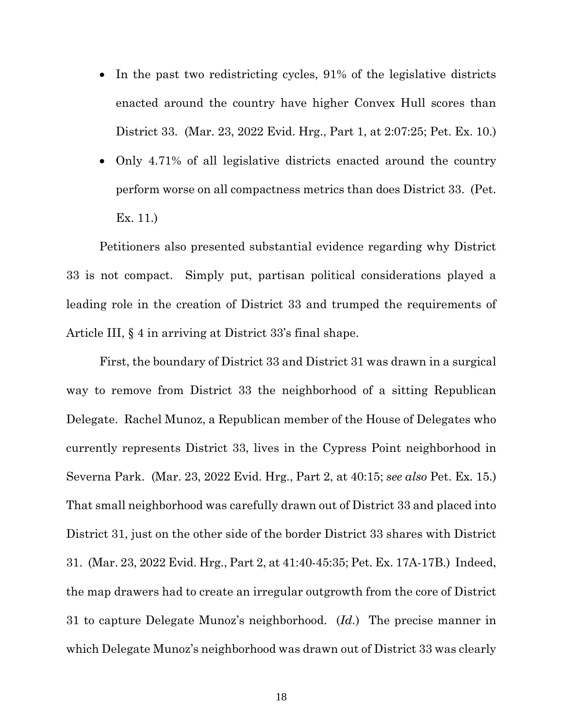- In the past two redistricting cycles, 91% of the legislative districts enacted around the country have higher Convex Hull scores than District 33. (Mar. 23, 2022 Evid. Hrg., Part 1, at 2:07:25; Pet. Ex. 10.)
- Only 4.71% of all legislative districts enacted around the country perform worse on all compactness metrics than does District 33. (Pet. Ex. 11.)

Petitioners also presented substantial evidence regarding why District 33 is not compact. Simply put, partisan political considerations played a leading role in the creation of District 33 and trumped the requirements of Article III, § 4 in arriving at District 33's final shape.

First, the boundary of District 33 and District 31 was drawn in a surgical way to remove from District 33 the neighborhood of a sitting Republican Delegate. Rachel Munoz, a Republican member of the House of Delegates who currently represents District 33, lives in the Cypress Point neighborhood in Severna Park. (Mar. 23, 2022 Evid. Hrg., Part 2, at 40:15; *see also* Pet. Ex. 15.) That small neighborhood was carefully drawn out of District 33 and placed into District 31, just on the other side of the border District 33 shares with District 31. (Mar. 23, 2022 Evid. Hrg., Part 2, at 41:40-45:35; Pet. Ex. 17A-17B.) Indeed, the map drawers had to create an irregular outgrowth from the core of District 31 to capture Delegate Munoz's neighborhood. (*Id.*) The precise manner in which Delegate Munoz's neighborhood was drawn out of District 33 was clearly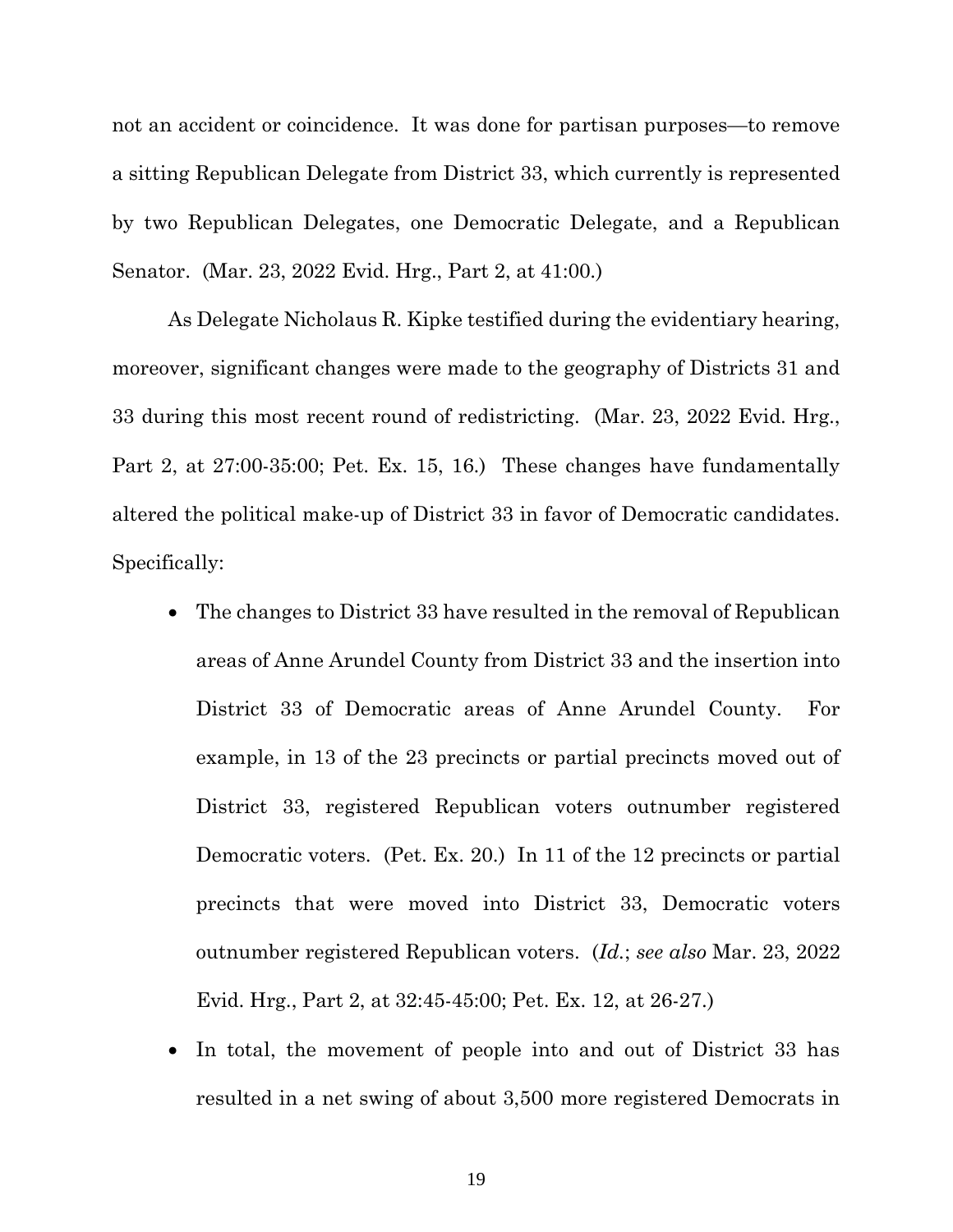not an accident or coincidence. It was done for partisan purposes—to remove a sitting Republican Delegate from District 33, which currently is represented by two Republican Delegates, one Democratic Delegate, and a Republican Senator. (Mar. 23, 2022 Evid. Hrg., Part 2, at 41:00.)

As Delegate Nicholaus R. Kipke testified during the evidentiary hearing, moreover, significant changes were made to the geography of Districts 31 and 33 during this most recent round of redistricting. (Mar. 23, 2022 Evid. Hrg., Part 2, at 27:00-35:00; Pet. Ex. 15, 16.) These changes have fundamentally altered the political make-up of District 33 in favor of Democratic candidates. Specifically:

- The changes to District 33 have resulted in the removal of Republican areas of Anne Arundel County from District 33 and the insertion into District 33 of Democratic areas of Anne Arundel County. For example, in 13 of the 23 precincts or partial precincts moved out of District 33, registered Republican voters outnumber registered Democratic voters. (Pet. Ex. 20.) In 11 of the 12 precincts or partial precincts that were moved into District 33, Democratic voters outnumber registered Republican voters. (*Id.*; *see also* Mar. 23, 2022 Evid. Hrg., Part 2, at 32:45-45:00; Pet. Ex. 12, at 26-27.)
- In total, the movement of people into and out of District 33 has resulted in a net swing of about 3,500 more registered Democrats in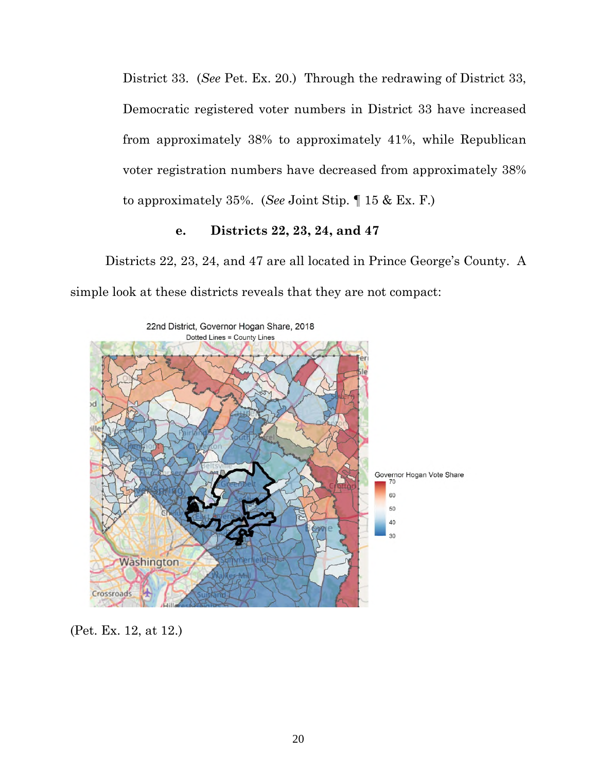District 33. (*See* Pet. Ex. 20.) Through the redrawing of District 33, Democratic registered voter numbers in District 33 have increased from approximately 38% to approximately 41%, while Republican voter registration numbers have decreased from approximately 38% to approximately 35%. (*See* Joint Stip. ¶ 15 & Ex. F.)

**e. Districts 22, 23, 24, and 47**

Districts 22, 23, 24, and 47 are all located in Prince George's County. A simple look at these districts reveals that they are not compact:

(Pet. Ex. 12, at 12.)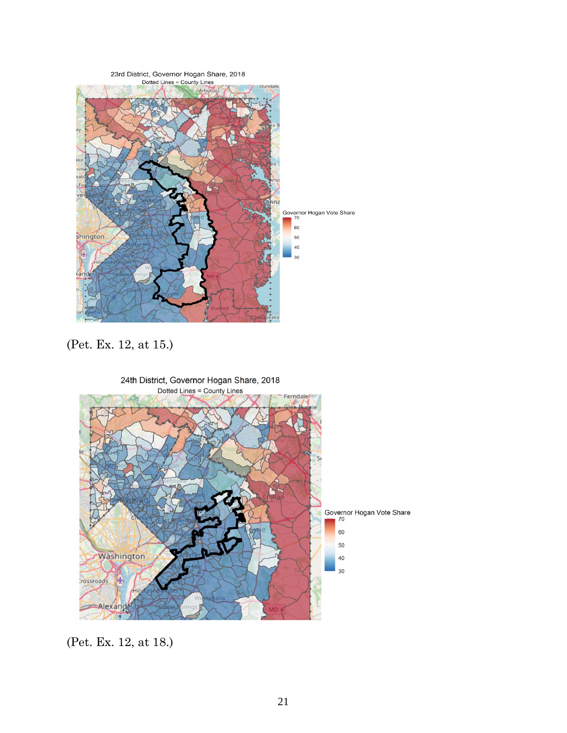23rd District, Governor Hogan Share, 2018

Dotted Lines = County Lines

(Pet. Ex. 12, at 15.)

24th District, Governor Hogan Share, 2018

Dotted Lines = County Lines

(Pet. Ex. 12, at 18.)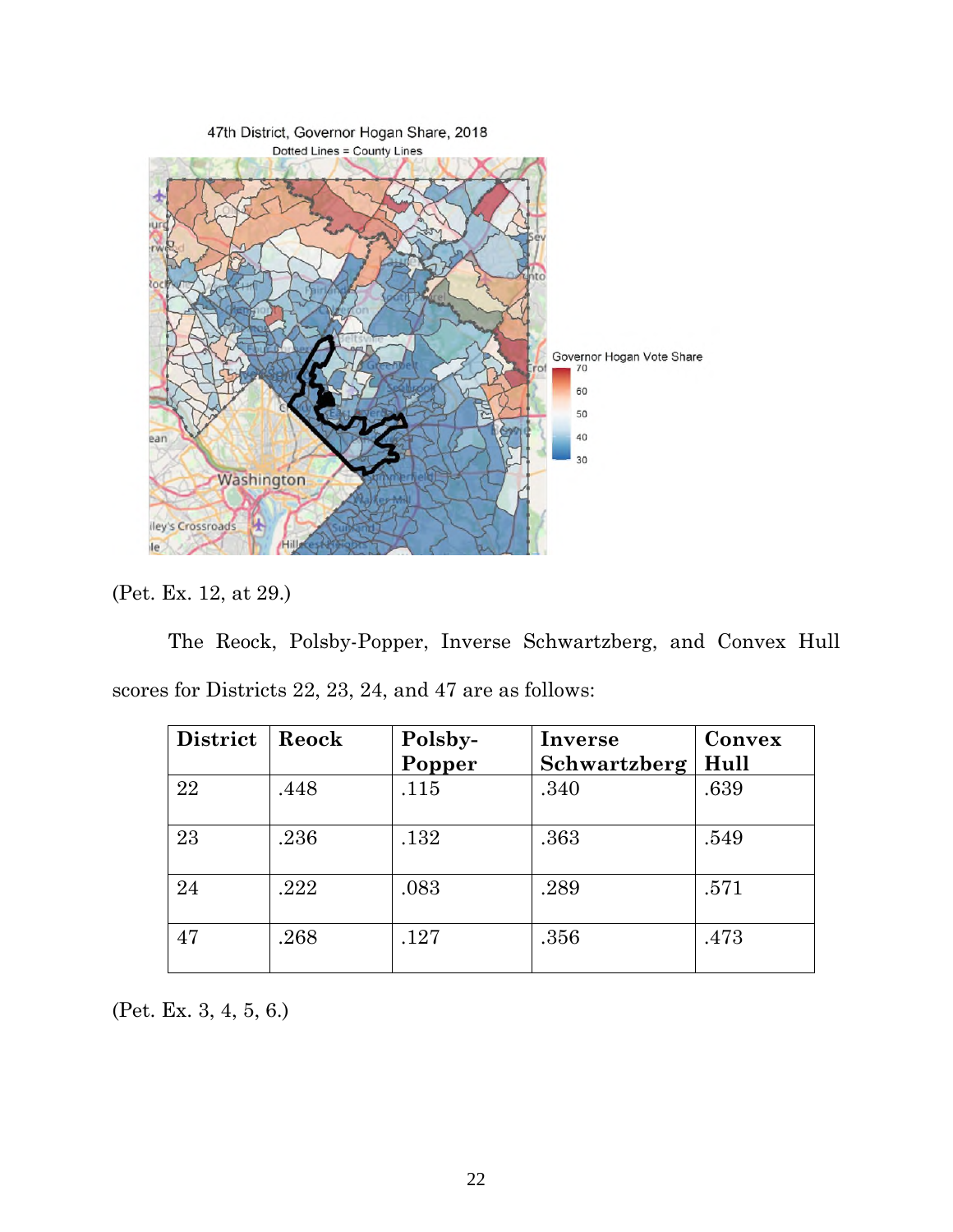47th District, Governor Hogan Share, 2018

Dotted Lines = County Lines

Governor Hogan Vote Share

(Pet. Ex. 12, at 29.)

The Reock, Polsby-Popper, Inverse Schwartzberg, and Convex Hull scores for Districts 22, 23, 24, and 47 are as follows:

| District | Reock | Polsby-Popper | Inverse Schwartzberg | Convex Hull |
|---|---|---|---|---|
| 22 | .448 | .115 | .340 | .639 |
| 23 | .236 | .132 | .363 | .549 |
| 24 | .222 | .083 | .289 | .571 |
| 47 | .268 | .127 | .356 | .473 |

(Pet. Ex. 3, 4, 5, 6.)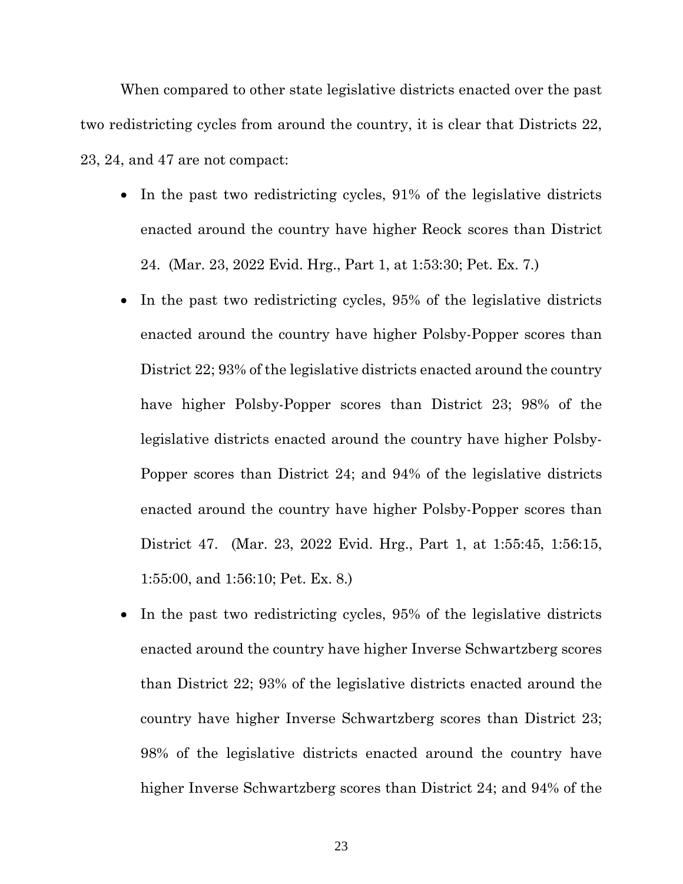When compared to other state legislative districts enacted over the past two redistricting cycles from around the country, it is clear that Districts 22, 23, 24, and 47 are not compact:

- In the past two redistricting cycles, 91% of the legislative districts enacted around the country have higher Reock scores than District 24. (Mar. 23, 2022 Evid. Hrg., Part 1, at 1:53:30; Pet. Ex. 7.)
- In the past two redistricting cycles, 95% of the legislative districts enacted around the country have higher Polsby-Popper scores than District 22; 93% of the legislative districts enacted around the country have higher Polsby-Popper scores than District 23; 98% of the legislative districts enacted around the country have higher Polsby-Popper scores than District 24; and 94% of the legislative districts enacted around the country have higher Polsby-Popper scores than District 47. (Mar. 23, 2022 Evid. Hrg., Part 1, at 1:55:45, 1:56:15, 1:55:00, and 1:56:10; Pet. Ex. 8.)
- In the past two redistricting cycles, 95% of the legislative districts enacted around the country have higher Inverse Schwartzberg scores than District 22; 93% of the legislative districts enacted around the country have higher Inverse Schwartzberg scores than District 23; 98% of the legislative districts enacted around the country have higher Inverse Schwartzberg scores than District 24; and 94% of the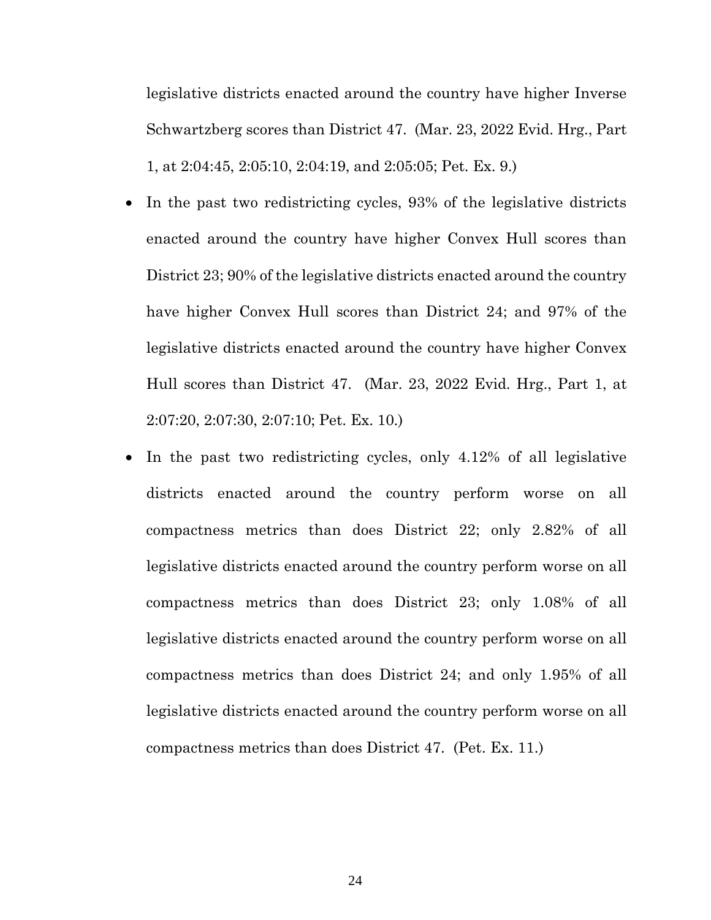legislative districts enacted around the country have higher Inverse Schwartzberg scores than District 47. (Mar. 23, 2022 Evid. Hrg., Part 1, at 2:04:45, 2:05:10, 2:04:19, and 2:05:05; Pet. Ex. 9.)

- In the past two redistricting cycles, 93% of the legislative districts enacted around the country have higher Convex Hull scores than District 23; 90% of the legislative districts enacted around the country have higher Convex Hull scores than District 24; and 97% of the legislative districts enacted around the country have higher Convex Hull scores than District 47. (Mar. 23, 2022 Evid. Hrg., Part 1, at 2:07:20, 2:07:30, 2:07:10; Pet. Ex. 10.)
- In the past two redistricting cycles, only 4.12% of all legislative districts enacted around the country perform worse on all compactness metrics than does District 22; only 2.82% of all legislative districts enacted around the country perform worse on all compactness metrics than does District 23; only 1.08% of all legislative districts enacted around the country perform worse on all compactness metrics than does District 24; and only 1.95% of all legislative districts enacted around the country perform worse on all compactness metrics than does District 47. (Pet. Ex. 11.)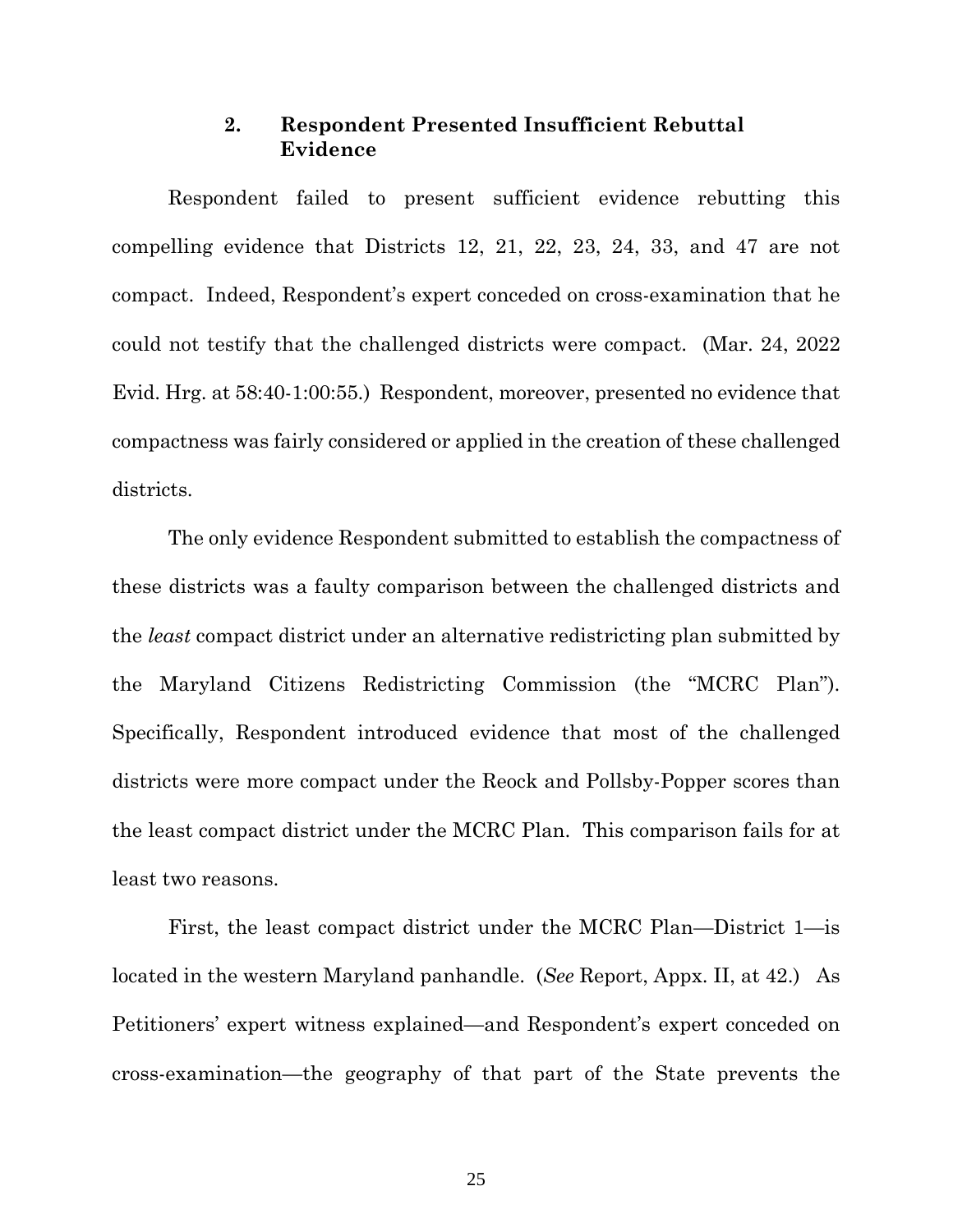### 2. Respondent Presented Insufficient Rebuttal Evidence

Respondent failed to present sufficient evidence rebutting this compelling evidence that Districts 12, 21, 22, 23, 24, 33, and 47 are not compact. Indeed, Respondent's expert conceded on cross-examination that he could not testify that the challenged districts were compact. (Mar. 24, 2022 Evid. Hrg. at 58:40-1:00:55.) Respondent, moreover, presented no evidence that compactness was fairly considered or applied in the creation of these challenged districts.

The only evidence Respondent submitted to establish the compactness of these districts was a faulty comparison between the challenged districts and the *least* compact district under an alternative redistricting plan submitted by the Maryland Citizens Redistricting Commission (the "MCRC Plan"). Specifically, Respondent introduced evidence that most of the challenged districts were more compact under the Reock and Pollsby-Popper scores than the least compact district under the MCRC Plan. This comparison fails for at least two reasons.

First, the least compact district under the MCRC Plan—District 1—is located in the western Maryland panhandle. (*See* Report, Appx. II, at 42.) As Petitioners' expert witness explained—and Respondent's expert conceded on cross-examination—the geography of that part of the State prevents the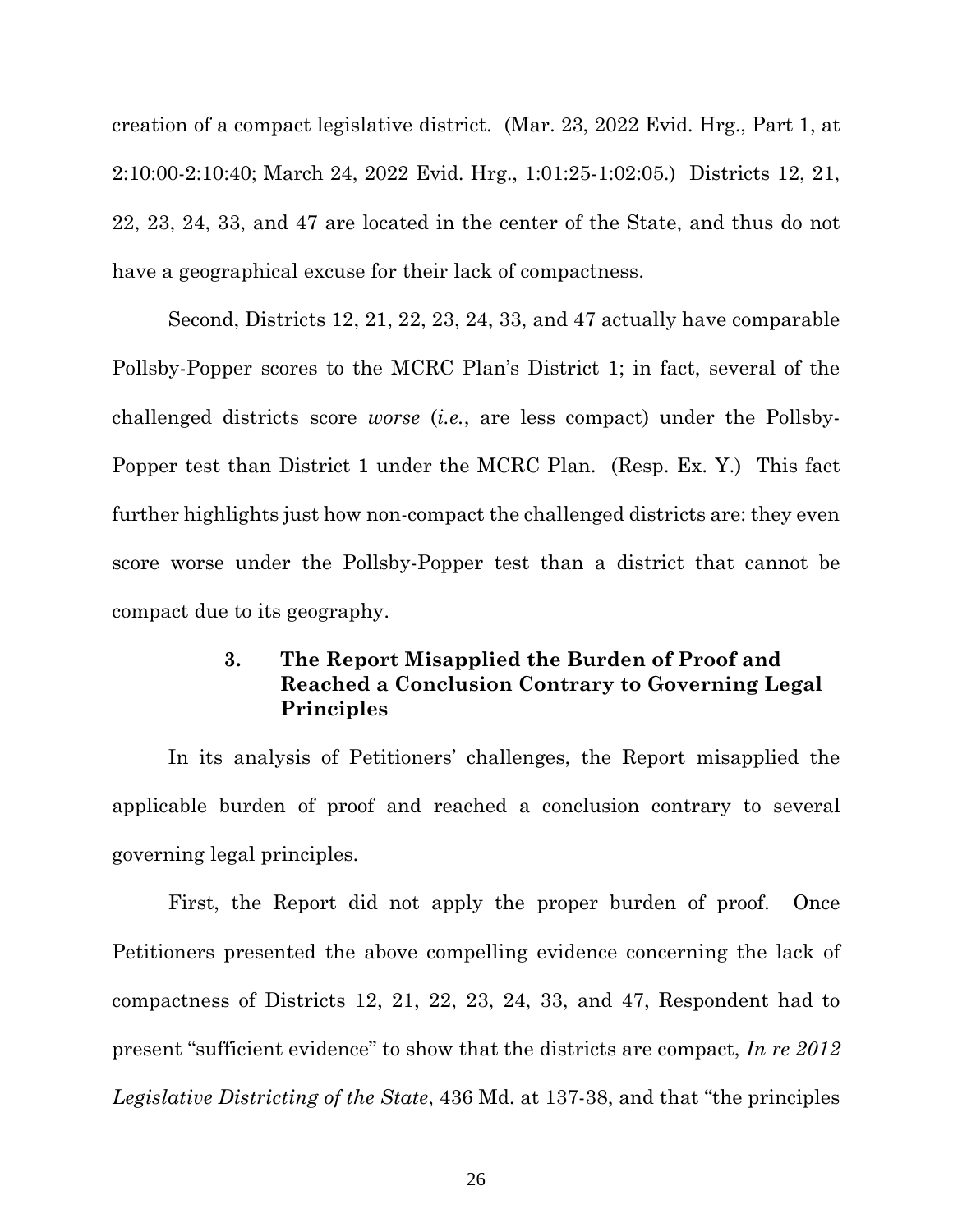creation of a compact legislative district. (Mar. 23, 2022 Evid. Hrg., Part 1, at 2:10:00-2:10:40; March 24, 2022 Evid. Hrg., 1:01:25-1:02:05.) Districts 12, 21, 22, 23, 24, 33, and 47 are located in the center of the State, and thus do not have a geographical excuse for their lack of compactness.

Second, Districts 12, 21, 22, 23, 24, 33, and 47 actually have comparable Pollsby-Popper scores to the MCRC Plan's District 1; in fact, several of the challenged districts score *worse* (*i.e.*, are less compact) under the Pollsby-Popper test than District 1 under the MCRC Plan. (Resp. Ex. Y.) This fact further highlights just how non-compact the challenged districts are: they even score worse under the Pollsby-Popper test than a district that cannot be compact due to its geography.

### 3. The Report Misapplied the Burden of Proof and Reached a Conclusion Contrary to Governing Legal Principles

In its analysis of Petitioners' challenges, the Report misapplied the applicable burden of proof and reached a conclusion contrary to several governing legal principles.

First, the Report did not apply the proper burden of proof. Once Petitioners presented the above compelling evidence concerning the lack of compactness of Districts 12, 21, 22, 23, 24, 33, and 47, Respondent had to present "sufficient evidence" to show that the districts are compact, *In re 2012 Legislative Districting of the State*, 436 Md. at 137-38, and that "the principles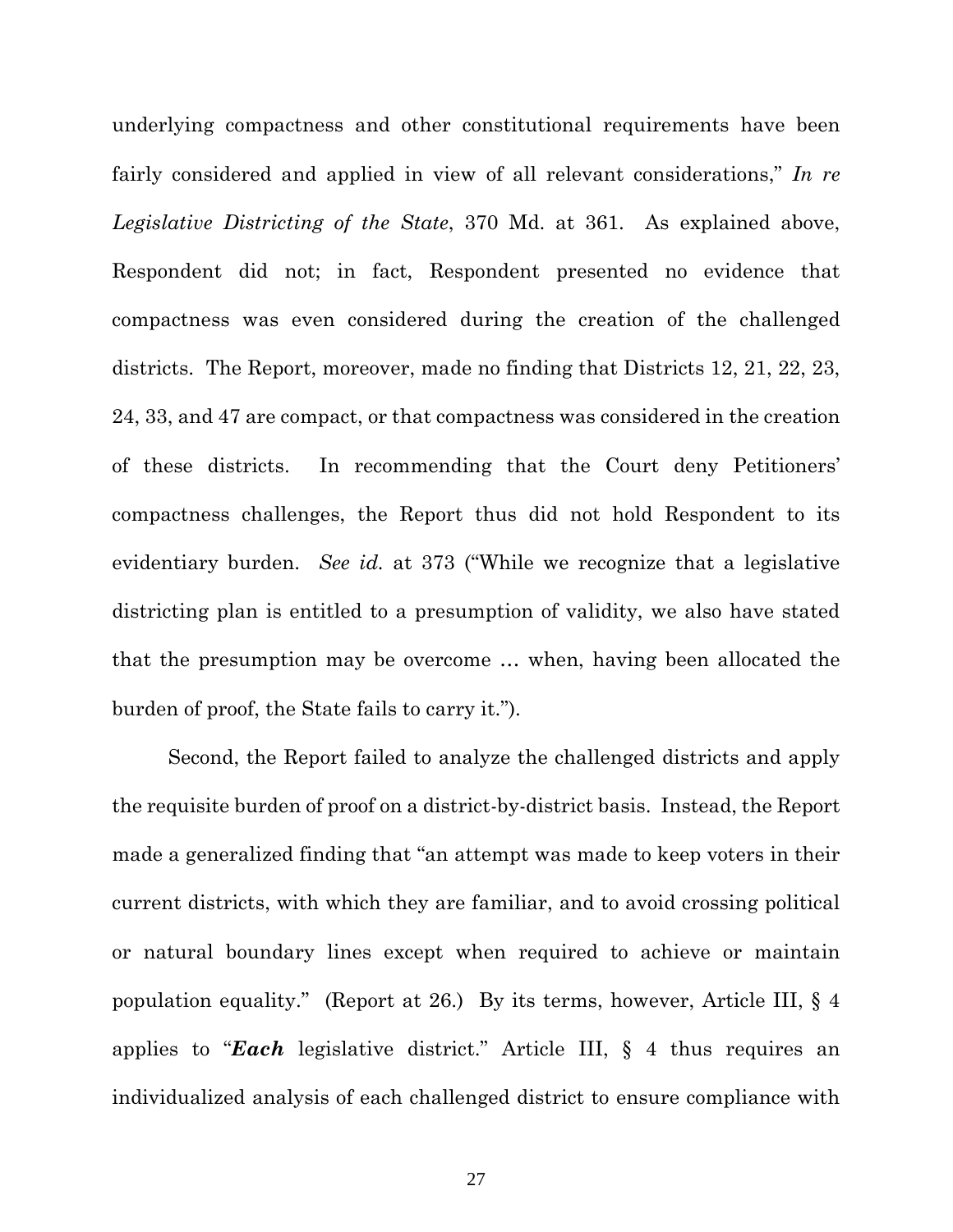underlying compactness and other constitutional requirements have been fairly considered and applied in view of all relevant considerations," *In re Legislative Districting of the State*, 370 Md. at 361. As explained above, Respondent did not; in fact, Respondent presented no evidence that compactness was even considered during the creation of the challenged districts. The Report, moreover, made no finding that Districts 12, 21, 22, 23, 24, 33, and 47 are compact, or that compactness was considered in the creation of these districts. In recommending that the Court deny Petitioners' compactness challenges, the Report thus did not hold Respondent to its evidentiary burden. *See id.* at 373 ("While we recognize that a legislative districting plan is entitled to a presumption of validity, we also have stated that the presumption may be overcome … when, having been allocated the burden of proof, the State fails to carry it.").

Second, the Report failed to analyze the challenged districts and apply the requisite burden of proof on a district-by-district basis. Instead, the Report made a generalized finding that "an attempt was made to keep voters in their current districts, with which they are familiar, and to avoid crossing political or natural boundary lines except when required to achieve or maintain population equality." (Report at 26.) By its terms, however, Article III, § 4 applies to "***Each*** legislative district." Article III, § 4 thus requires an individualized analysis of each challenged district to ensure compliance with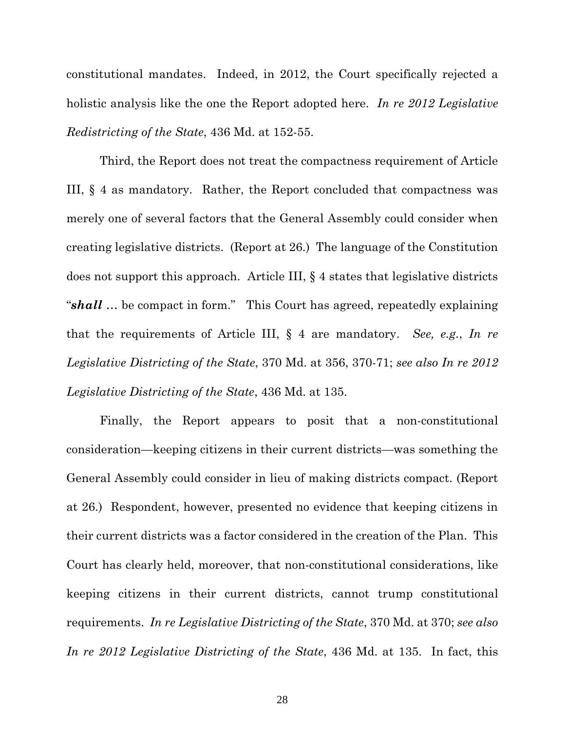constitutional mandates. Indeed, in 2012, the Court specifically rejected a holistic analysis like the one the Report adopted here. *In re 2012 Legislative Redistricting of the State*, 436 Md. at 152-55.

Third, the Report does not treat the compactness requirement of Article III, § 4 as mandatory. Rather, the Report concluded that compactness was merely one of several factors that the General Assembly could consider when creating legislative districts. (Report at 26.) The language of the Constitution does not support this approach. Article III, § 4 states that legislative districts "***shall*** … be compact in form." This Court has agreed, repeatedly explaining that the requirements of Article III, § 4 are mandatory. *See, e.g.*, *In re Legislative Districting of the State*, 370 Md. at 356, 370-71; *see also In re 2012 Legislative Districting of the State*, 436 Md. at 135.

Finally, the Report appears to posit that a non-constitutional consideration—keeping citizens in their current districts—was something the General Assembly could consider in lieu of making districts compact. (Report at 26.) Respondent, however, presented no evidence that keeping citizens in their current districts was a factor considered in the creation of the Plan. This Court has clearly held, moreover, that non-constitutional considerations, like keeping citizens in their current districts, cannot trump constitutional requirements. *In re Legislative Districting of the State*, 370 Md. at 370; *see also In re 2012 Legislative Districting of the State*, 436 Md. at 135. In fact, this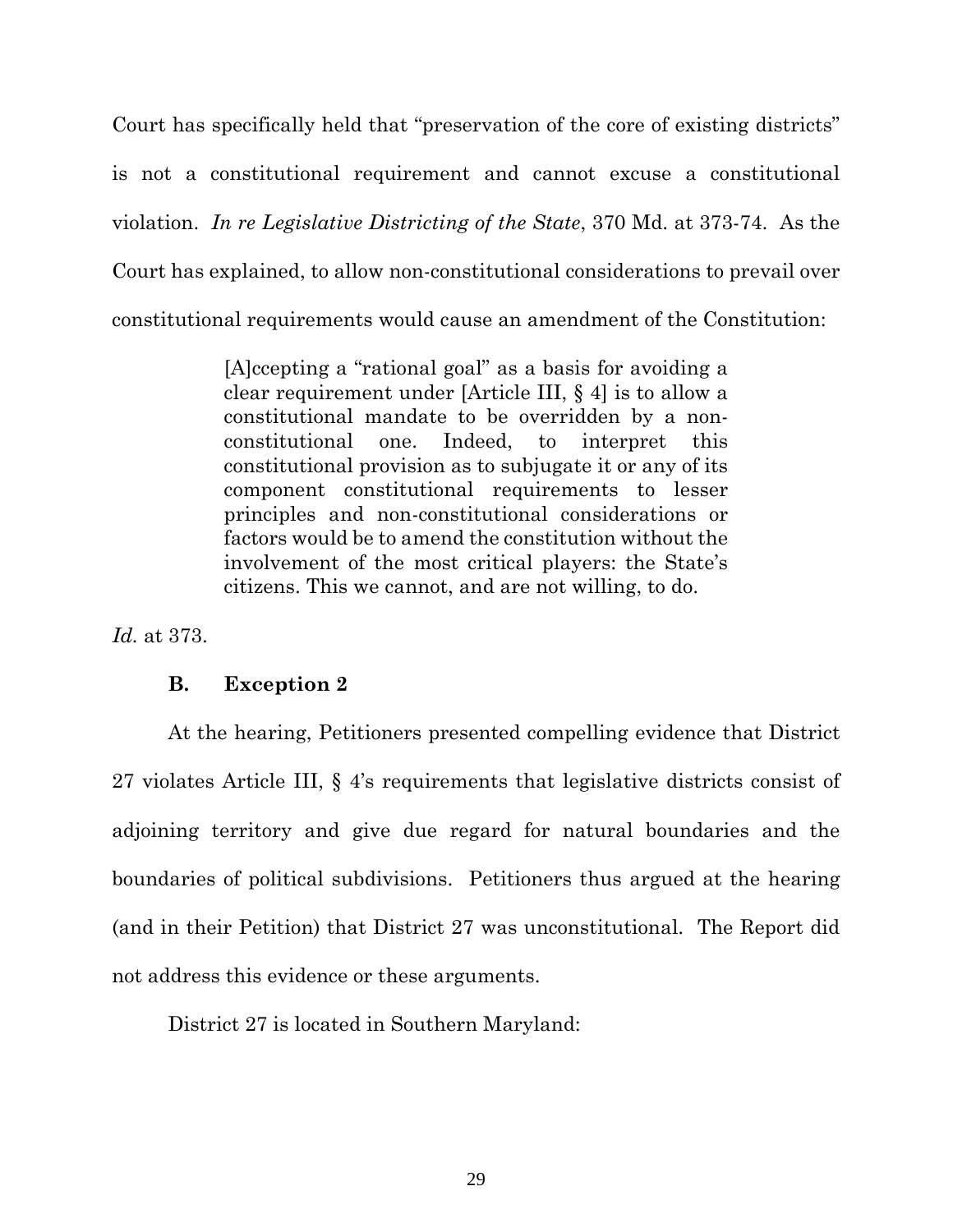Court has specifically held that "preservation of the core of existing districts" is not a constitutional requirement and cannot excuse a constitutional violation. *In re Legislative Districting of the State*, 370 Md. at 373-74. As the Court has explained, to allow non-constitutional considerations to prevail over constitutional requirements would cause an amendment of the Constitution:

> [A]ccepting a "rational goal" as a basis for avoiding a clear requirement under [Article III, § 4] is to allow a constitutional mandate to be overridden by a non-constitutional one. Indeed, to interpret this constitutional provision as to subjugate it or any of its component constitutional requirements to lesser principles and non-constitutional considerations or factors would be to amend the constitution without the involvement of the most critical players: the State's citizens. This we cannot, and are not willing, to do.

*Id.* at 373.

### B. Exception 2

At the hearing, Petitioners presented compelling evidence that District 27 violates Article III, § 4's requirements that legislative districts consist of adjoining territory and give due regard for natural boundaries and the boundaries of political subdivisions. Petitioners thus argued at the hearing (and in their Petition) that District 27 was unconstitutional. The Report did not address this evidence or these arguments.

District 27 is located in Southern Maryland: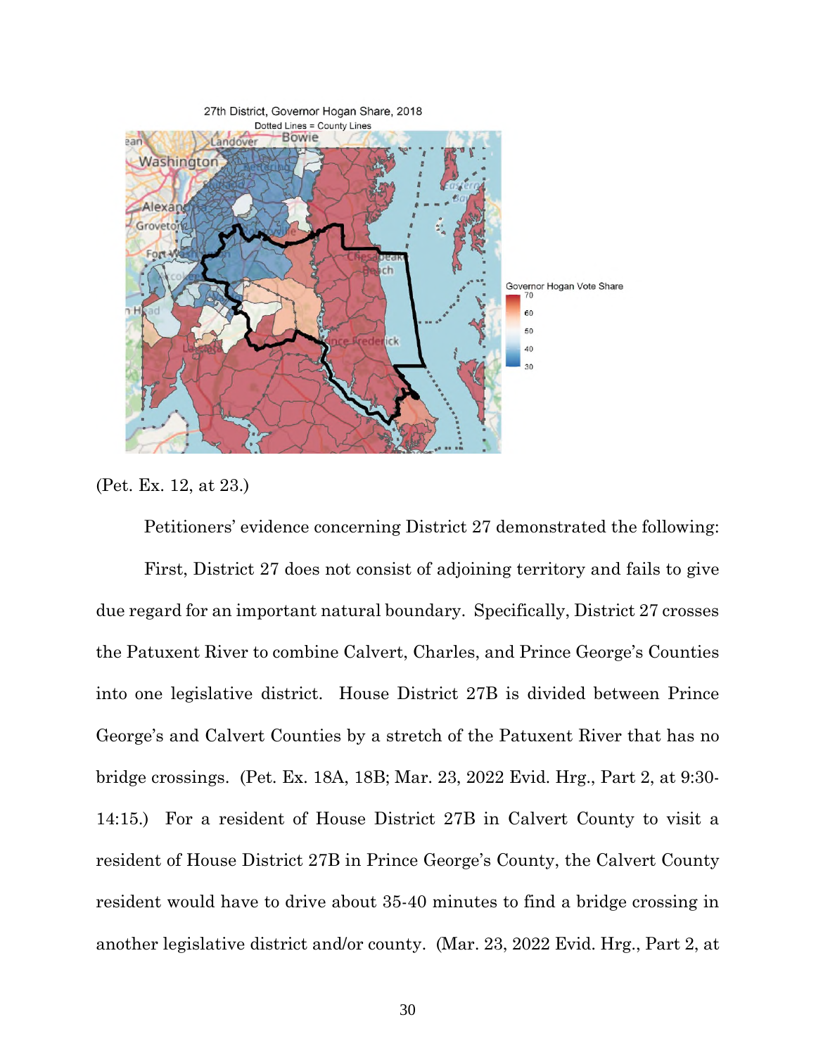(Pet. Ex. 12, at 23.)

Petitioners' evidence concerning District 27 demonstrated the following:

First, District 27 does not consist of adjoining territory and fails to give due regard for an important natural boundary. Specifically, District 27 crosses the Patuxent River to combine Calvert, Charles, and Prince George's Counties into one legislative district. House District 27B is divided between Prince George's and Calvert Counties by a stretch of the Patuxent River that has no bridge crossings. (Pet. Ex. 18A, 18B; Mar. 23, 2022 Evid. Hrg., Part 2, at 9:30-14:15.) For a resident of House District 27B in Calvert County to visit a resident of House District 27B in Prince George's County, the Calvert County resident would have to drive about 35-40 minutes to find a bridge crossing in another legislative district and/or county. (Mar. 23, 2022 Evid. Hrg., Part 2, at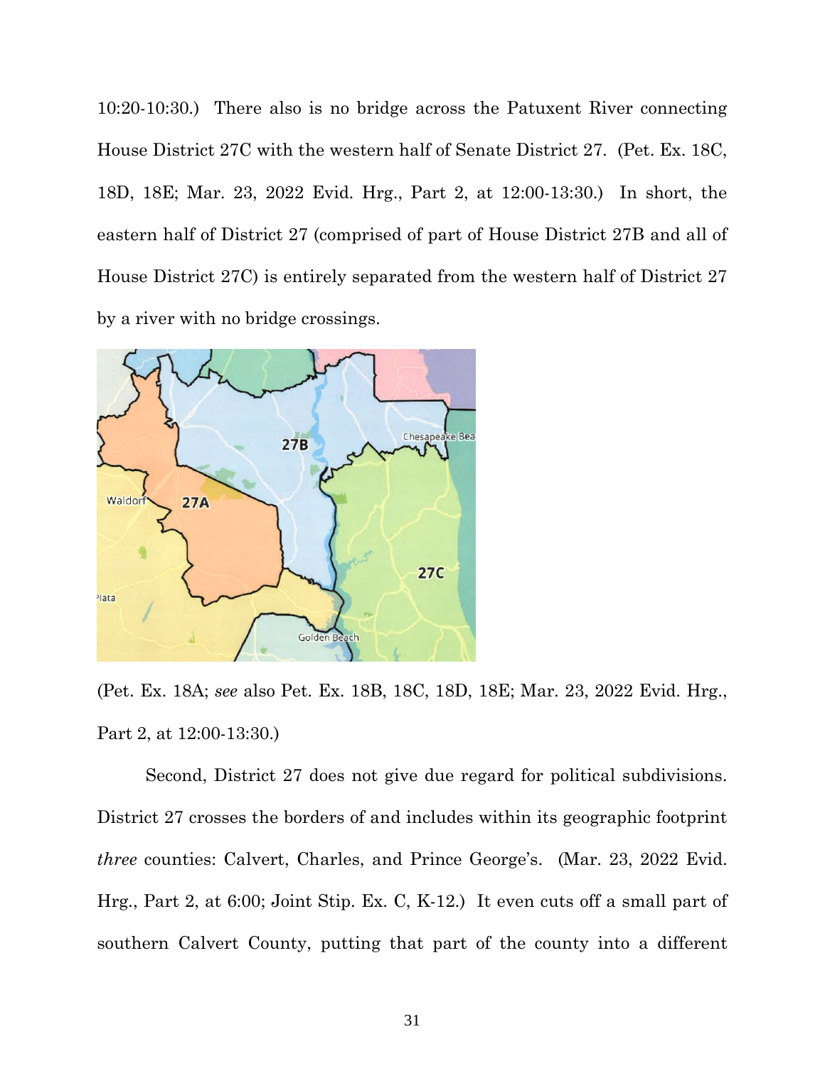10:20-10:30.) There also is no bridge across the Patuxent River connecting House District 27C with the western half of Senate District 27. (Pet. Ex. 18C, 18D, 18E; Mar. 23, 2022 Evid. Hrg., Part 2, at 12:00-13:30.) In short, the eastern half of District 27 (comprised of part of House District 27B and all of House District 27C) is entirely separated from the western half of District 27 by a river with no bridge crossings.

(Pet. Ex. 18A; *see* also Pet. Ex. 18B, 18C, 18D, 18E; Mar. 23, 2022 Evid. Hrg., Part 2, at 12:00-13:30.)

Second, District 27 does not give due regard for political subdivisions. District 27 crosses the borders of and includes within its geographic footprint *three* counties: Calvert, Charles, and Prince George's. (Mar. 23, 2022 Evid. Hrg., Part 2, at 6:00; Joint Stip. Ex. C, K-12.) It even cuts off a small part of southern Calvert County, putting that part of the county into a different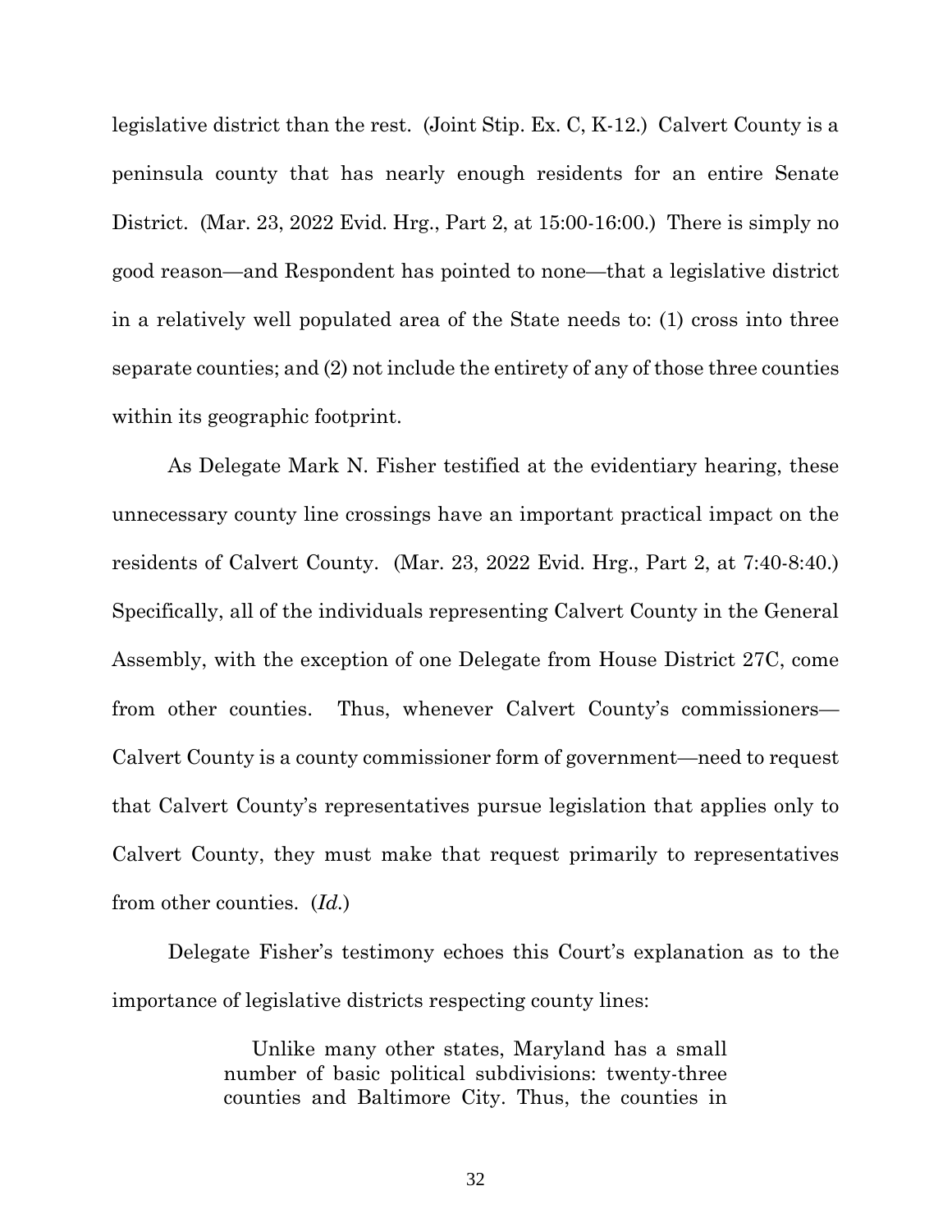legislative district than the rest. (Joint Stip. Ex. C, K-12.) Calvert County is a peninsula county that has nearly enough residents for an entire Senate District. (Mar. 23, 2022 Evid. Hrg., Part 2, at 15:00-16:00.) There is simply no good reason—and Respondent has pointed to none—that a legislative district in a relatively well populated area of the State needs to: (1) cross into three separate counties; and (2) not include the entirety of any of those three counties within its geographic footprint.

As Delegate Mark N. Fisher testified at the evidentiary hearing, these unnecessary county line crossings have an important practical impact on the residents of Calvert County. (Mar. 23, 2022 Evid. Hrg., Part 2, at 7:40-8:40.) Specifically, all of the individuals representing Calvert County in the General Assembly, with the exception of one Delegate from House District 27C, come from other counties. Thus, whenever Calvert County's commissioners—Calvert County is a county commissioner form of government—need to request that Calvert County's representatives pursue legislation that applies only to Calvert County, they must make that request primarily to representatives from other counties. (*Id.*)

Delegate Fisher's testimony echoes this Court's explanation as to the importance of legislative districts respecting county lines:

> Unlike many other states, Maryland has a small number of basic political subdivisions: twenty-three counties and Baltimore City. Thus, the counties in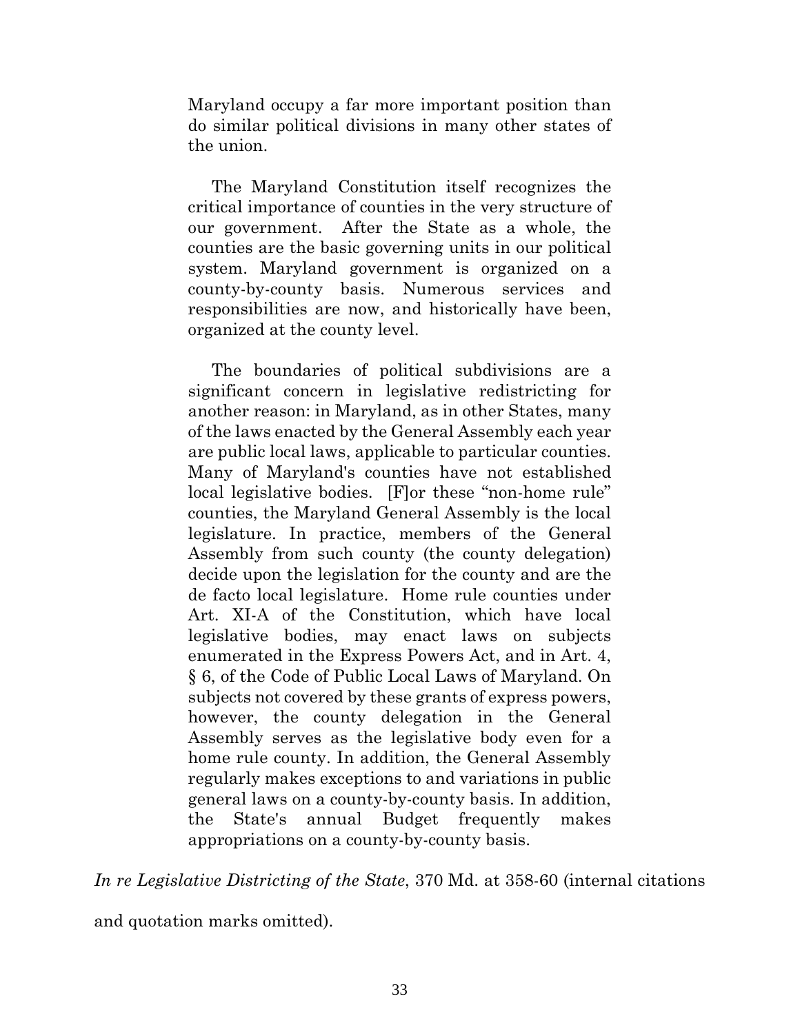> Maryland occupy a far more important position than do similar political divisions in many other states of the union.
>
> The Maryland Constitution itself recognizes the critical importance of counties in the very structure of our government. After the State as a whole, the counties are the basic governing units in our political system. Maryland government is organized on a county-by-county basis. Numerous services and responsibilities are now, and historically have been, organized at the county level.
>
> The boundaries of political subdivisions are a significant concern in legislative redistricting for another reason: in Maryland, as in other States, many of the laws enacted by the General Assembly each year are public local laws, applicable to particular counties. Many of Maryland's counties have not established local legislative bodies. [F]or these "non-home rule" counties, the Maryland General Assembly is the local legislature. In practice, members of the General Assembly from such county (the county delegation) decide upon the legislation for the county and are the de facto local legislature. Home rule counties under Art. XI-A of the Constitution, which have local legislative bodies, may enact laws on subjects enumerated in the Express Powers Act, and in Art. 4, § 6, of the Code of Public Local Laws of Maryland. On subjects not covered by these grants of express powers, however, the county delegation in the General Assembly serves as the legislative body even for a home rule county. In addition, the General Assembly regularly makes exceptions to and variations in public general laws on a county-by-county basis. In addition, the State's annual Budget frequently makes appropriations on a county-by-county basis.

*In re Legislative Districting of the State*, 370 Md. at 358-60 (internal citations and quotation marks omitted).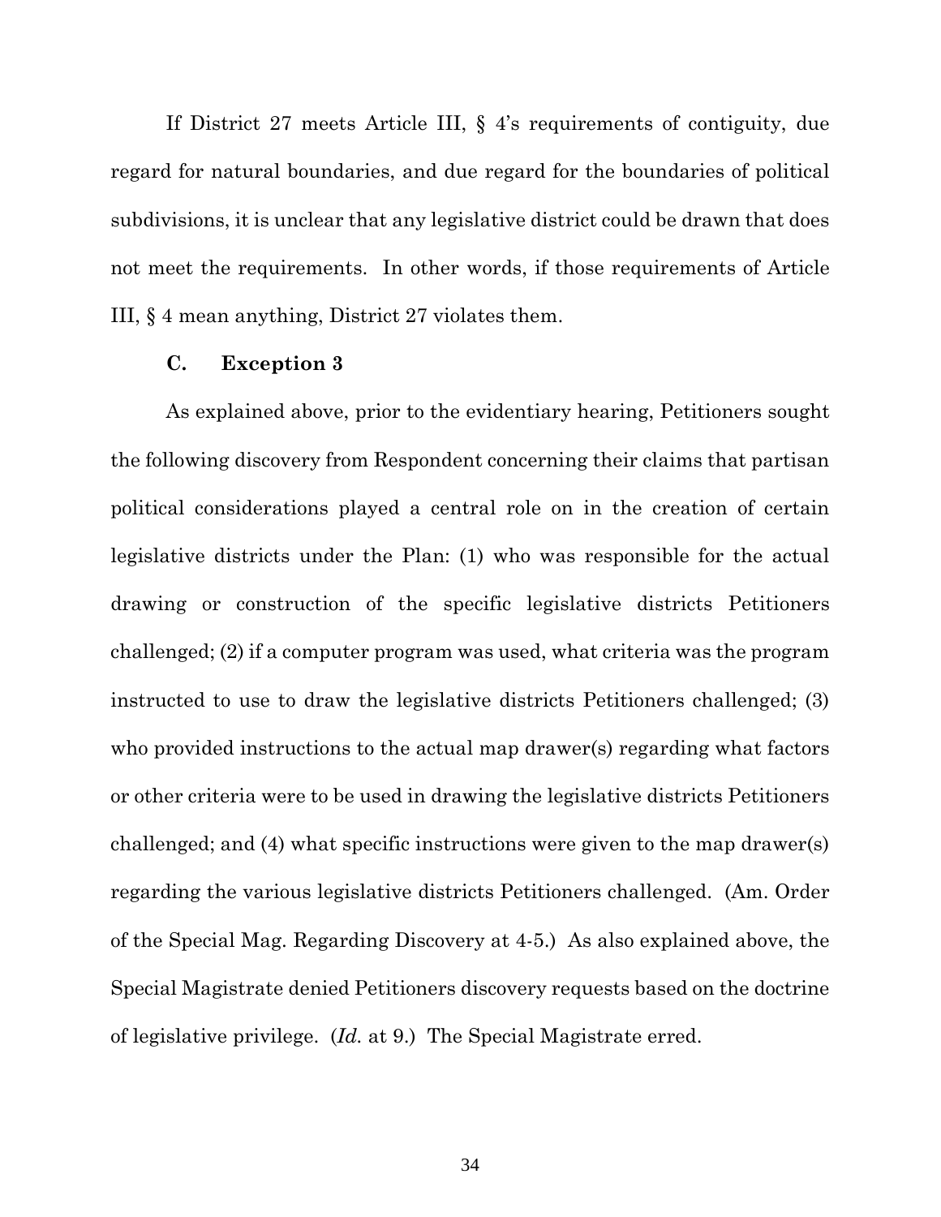If District 27 meets Article III, § 4's requirements of contiguity, due regard for natural boundaries, and due regard for the boundaries of political subdivisions, it is unclear that any legislative district could be drawn that does not meet the requirements. In other words, if those requirements of Article III, § 4 mean anything, District 27 violates them.

### C. Exception 3

As explained above, prior to the evidentiary hearing, Petitioners sought the following discovery from Respondent concerning their claims that partisan political considerations played a central role on in the creation of certain legislative districts under the Plan: (1) who was responsible for the actual drawing or construction of the specific legislative districts Petitioners challenged; (2) if a computer program was used, what criteria was the program instructed to use to draw the legislative districts Petitioners challenged; (3) who provided instructions to the actual map drawer(s) regarding what factors or other criteria were to be used in drawing the legislative districts Petitioners challenged; and (4) what specific instructions were given to the map drawer(s) regarding the various legislative districts Petitioners challenged. (Am. Order of the Special Mag. Regarding Discovery at 4-5.) As also explained above, the Special Magistrate denied Petitioners discovery requests based on the doctrine of legislative privilege. (*Id.* at 9.) The Special Magistrate erred.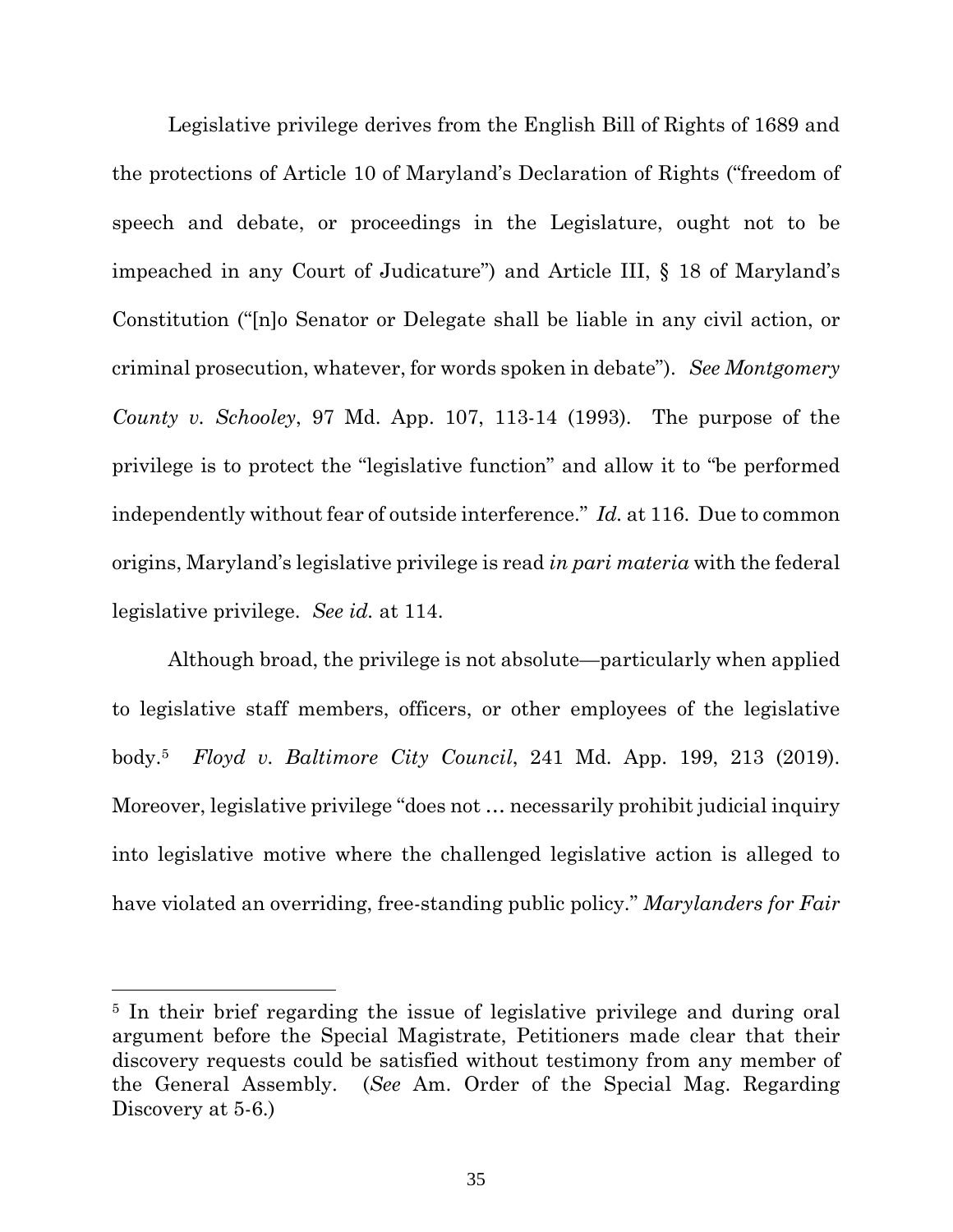Legislative privilege derives from the English Bill of Rights of 1689 and the protections of Article 10 of Maryland's Declaration of Rights ("freedom of speech and debate, or proceedings in the Legislature, ought not to be impeached in any Court of Judicature") and Article III, § 18 of Maryland's Constitution ("[n]o Senator or Delegate shall be liable in any civil action, or criminal prosecution, whatever, for words spoken in debate"). *See Montgomery County v. Schooley*, 97 Md. App. 107, 113-14 (1993). The purpose of the privilege is to protect the "legislative function" and allow it to "be performed independently without fear of outside interference." *Id.* at 116. Due to common origins, Maryland's legislative privilege is read *in pari materia* with the federal legislative privilege. *See id.* at 114.

Although broad, the privilege is not absolute—particularly when applied to legislative staff members, officers, or other employees of the legislative body.[5] *Floyd v. Baltimore City Council*, 241 Md. App. 199, 213 (2019). Moreover, legislative privilege "does not … necessarily prohibit judicial inquiry into legislative motive where the challenged legislative action is alleged to have violated an overriding, free-standing public policy." *Marylanders for Fair*

[5] In their brief regarding the issue of legislative privilege and during oral argument before the Special Magistrate, Petitioners made clear that their discovery requests could be satisfied without testimony from any member of the General Assembly. (*See* Am. Order of the Special Mag. Regarding Discovery at 5-6.)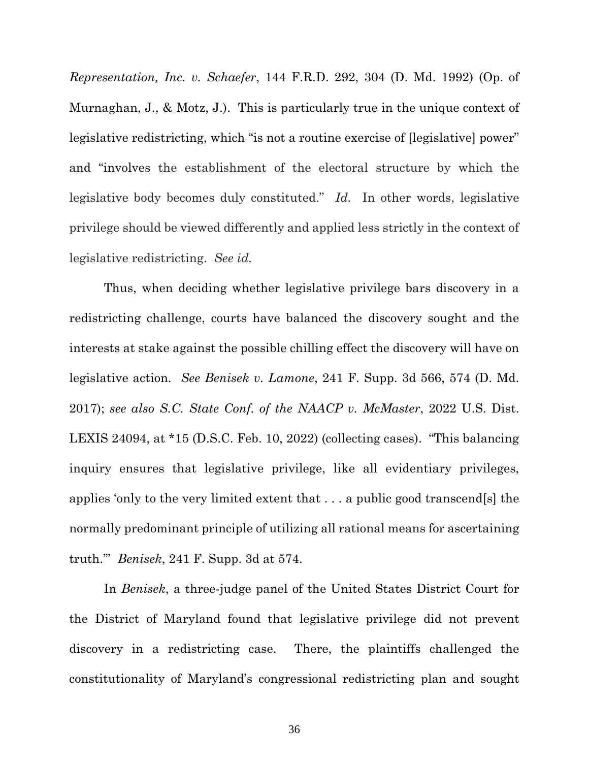*Representation, Inc. v. Schaefer*, 144 F.R.D. 292, 304 (D. Md. 1992) (Op. of Murnaghan, J., & Motz, J.). This is particularly true in the unique context of legislative redistricting, which "is not a routine exercise of [legislative] power" and "involves the establishment of the electoral structure by which the legislative body becomes duly constituted." *Id.* In other words, legislative privilege should be viewed differently and applied less strictly in the context of legislative redistricting. *See id.*

Thus, when deciding whether legislative privilege bars discovery in a redistricting challenge, courts have balanced the discovery sought and the interests at stake against the possible chilling effect the discovery will have on legislative action. *See Benisek v. Lamone*, 241 F. Supp. 3d 566, 574 (D. Md. 2017); *see also S.C. State Conf. of the NAACP v. McMaster*, 2022 U.S. Dist. LEXIS 24094, at *15 (D.S.C. Feb. 10, 2022) (collecting cases). "This balancing inquiry ensures that legislative privilege, like all evidentiary privileges, applies 'only to the very limited extent that . . . a public good transcend[s] the normally predominant principle of utilizing all rational means for ascertaining truth.'" *Benisek*, 241 F. Supp. 3d at 574.

In *Benisek*, a three-judge panel of the United States District Court for the District of Maryland found that legislative privilege did not prevent discovery in a redistricting case. There, the plaintiffs challenged the constitutionality of Maryland's congressional redistricting plan and sought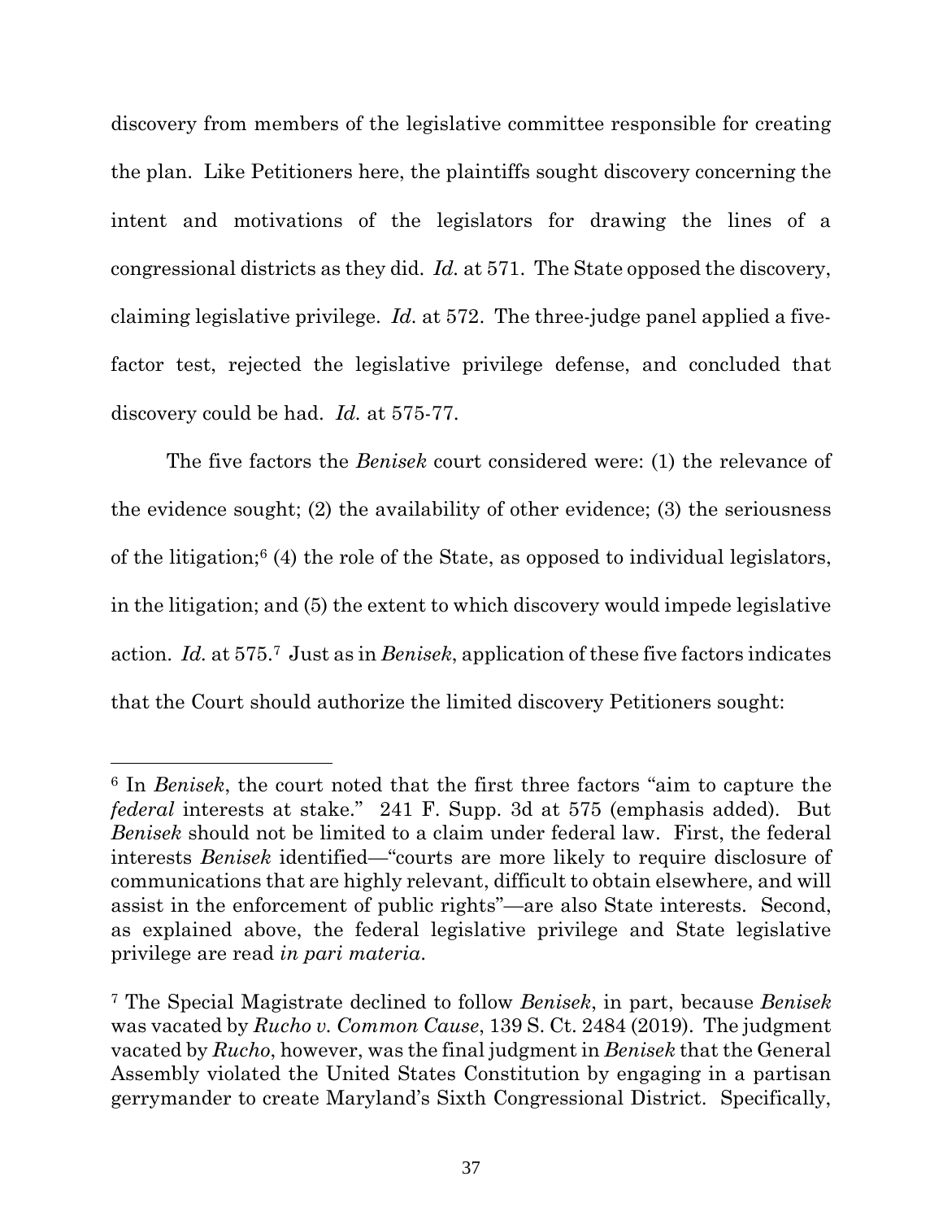discovery from members of the legislative committee responsible for creating the plan. Like Petitioners here, the plaintiffs sought discovery concerning the intent and motivations of the legislators for drawing the lines of a congressional districts as they did. *Id.* at 571. The State opposed the discovery, claiming legislative privilege. *Id.* at 572. The three-judge panel applied a five-factor test, rejected the legislative privilege defense, and concluded that discovery could be had. *Id.* at 575-77.

The five factors the *Benisek* court considered were: (1) the relevance of the evidence sought; (2) the availability of other evidence; (3) the seriousness of the litigation;[6] (4) the role of the State, as opposed to individual legislators, in the litigation; and (5) the extent to which discovery would impede legislative action. *Id.* at 575.[7] Just as in *Benisek*, application of these five factors indicates that the Court should authorize the limited discovery Petitioners sought:

---

[6] In *Benisek*, the court noted that the first three factors "aim to capture the *federal* interests at stake." 241 F. Supp. 3d at 575 (emphasis added). But *Benisek* should not be limited to a claim under federal law. First, the federal interests *Benisek* identified—"courts are more likely to require disclosure of communications that are highly relevant, difficult to obtain elsewhere, and will assist in the enforcement of public rights"—are also State interests. Second, as explained above, the federal legislative privilege and State legislative privilege are read *in pari materia*.

[7] The Special Magistrate declined to follow *Benisek*, in part, because *Benisek* was vacated by *Rucho v. Common Cause*, 139 S. Ct. 2484 (2019). The judgment vacated by *Rucho*, however, was the final judgment in *Benisek* that the General Assembly violated the United States Constitution by engaging in a partisan gerrymander to create Maryland's Sixth Congressional District. Specifically,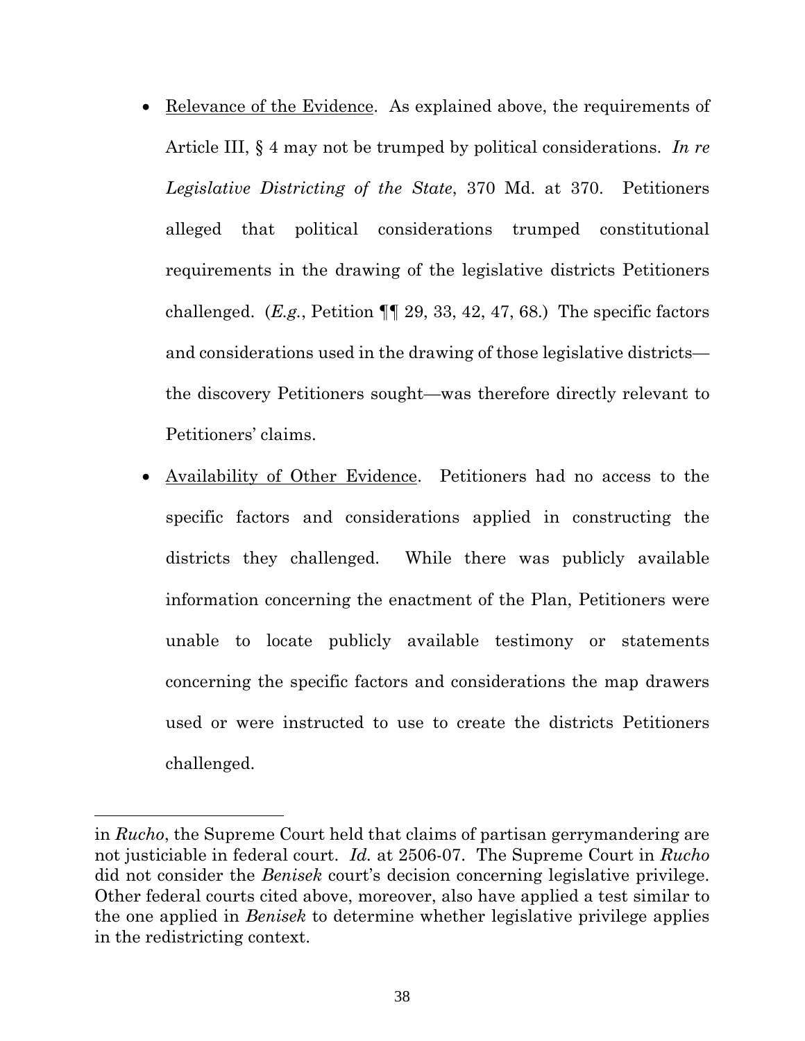- Relevance of the Evidence. As explained above, the requirements of Article III, § 4 may not be trumped by political considerations. *In re Legislative Districting of the State*, 370 Md. at 370. Petitioners alleged that political considerations trumped constitutional requirements in the drawing of the legislative districts Petitioners challenged. (*E.g.*, Petition ¶¶ 29, 33, 42, 47, 68.) The specific factors and considerations used in the drawing of those legislative districts—the discovery Petitioners sought—was therefore directly relevant to Petitioners' claims.

- Availability of Other Evidence. Petitioners had no access to the specific factors and considerations applied in constructing the districts they challenged. While there was publicly available information concerning the enactment of the Plan, Petitioners were unable to locate publicly available testimony or statements concerning the specific factors and considerations the map drawers used or were instructed to use to create the districts Petitioners challenged.

---

in *Rucho*, the Supreme Court held that claims of partisan gerrymandering are not justiciable in federal court. *Id.* at 2506-07. The Supreme Court in *Rucho* did not consider the *Benisek* court's decision concerning legislative privilege. Other federal courts cited above, moreover, also have applied a test similar to the one applied in *Benisek* to determine whether legislative privilege applies in the redistricting context.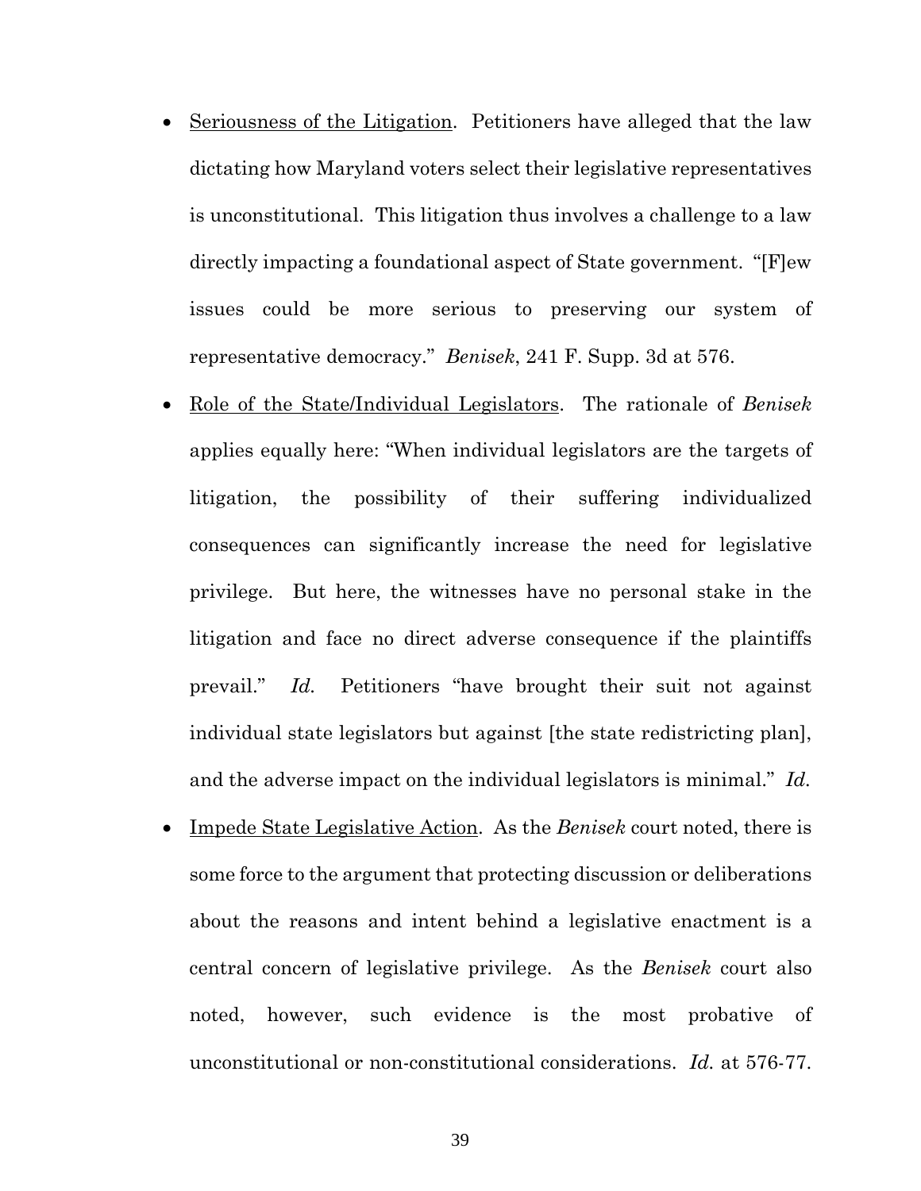- Seriousness of the Litigation. Petitioners have alleged that the law dictating how Maryland voters select their legislative representatives is unconstitutional. This litigation thus involves a challenge to a law directly impacting a foundational aspect of State government. "[F]ew issues could be more serious to preserving our system of representative democracy." *Benisek*, 241 F. Supp. 3d at 576.

- Role of the State/Individual Legislators. The rationale of *Benisek* applies equally here: "When individual legislators are the targets of litigation, the possibility of their suffering individualized consequences can significantly increase the need for legislative privilege. But here, the witnesses have no personal stake in the litigation and face no direct adverse consequence if the plaintiffs prevail." *Id.* Petitioners "have brought their suit not against individual state legislators but against [the state redistricting plan], and the adverse impact on the individual legislators is minimal." *Id.*

- Impede State Legislative Action. As the *Benisek* court noted, there is some force to the argument that protecting discussion or deliberations about the reasons and intent behind a legislative enactment is a central concern of legislative privilege. As the *Benisek* court also noted, however, such evidence is the most probative of unconstitutional or non-constitutional considerations. *Id.* at 576-77.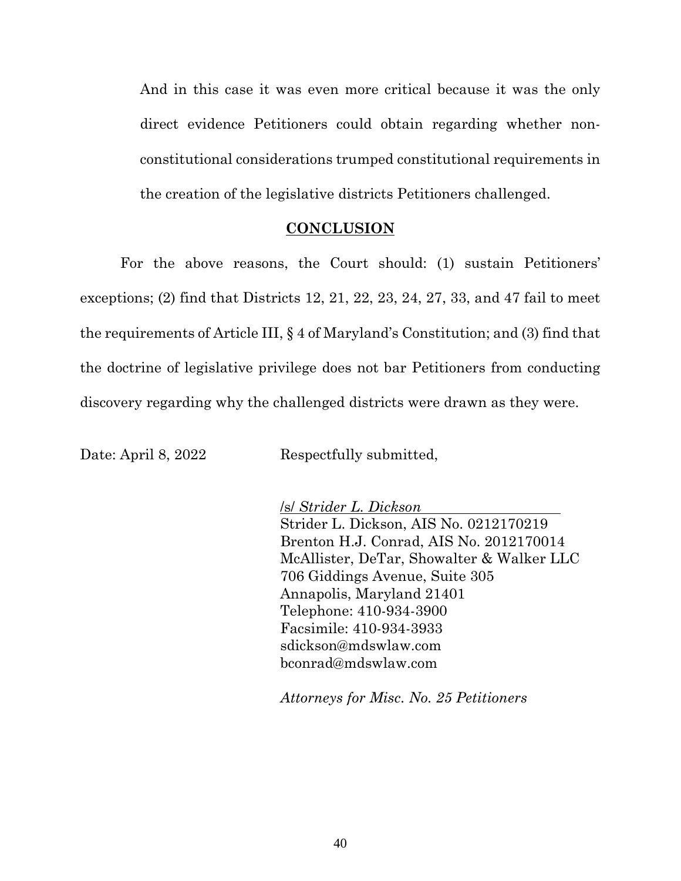> And in this case it was even more critical because it was the only direct evidence Petitioners could obtain regarding whether non-constitutional considerations trumped constitutional requirements in the creation of the legislative districts Petitioners challenged.

## CONCLUSION

For the above reasons, the Court should: (1) sustain Petitioners' exceptions; (2) find that Districts 12, 21, 22, 23, 24, 27, 33, and 47 fail to meet the requirements of Article III, § 4 of Maryland's Constitution; and (3) find that the doctrine of legislative privilege does not bar Petitioners from conducting discovery regarding why the challenged districts were drawn as they were.

Date: April 8, 2022

Respectfully submitted,

/s/ *Strider L. Dickson*
Strider L. Dickson, AIS No. 0212170219
Brenton H.J. Conrad, AIS No. 2012170014
McAllister, DeTar, Showalter & Walker LLC
706 Giddings Avenue, Suite 305
Annapolis, Maryland 21401
Telephone: 410-934-3900
Facsimile: 410-934-3933
sdickson@mdswlaw.com
bconrad@mdswlaw.com

*Attorneys for Misc. No. 25 Petitioners*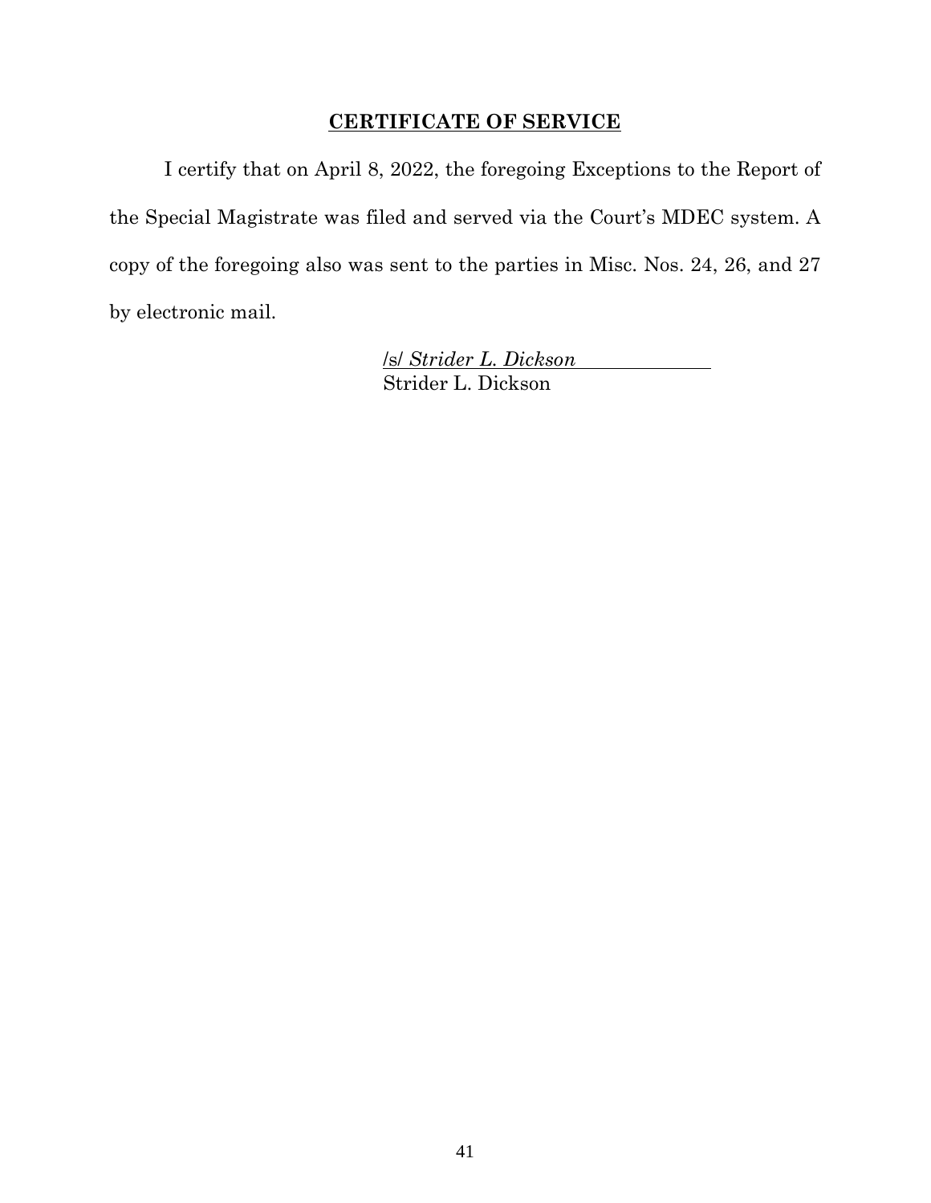## CERTIFICATE OF SERVICE

I certify that on April 8, 2022, the foregoing Exceptions to the Report of the Special Magistrate was filed and served via the Court's MDEC system. A copy of the foregoing also was sent to the parties in Misc. Nos. 24, 26, and 27 by electronic mail.

/s/ *Strider L. Dickson*
Strider L. Dickson